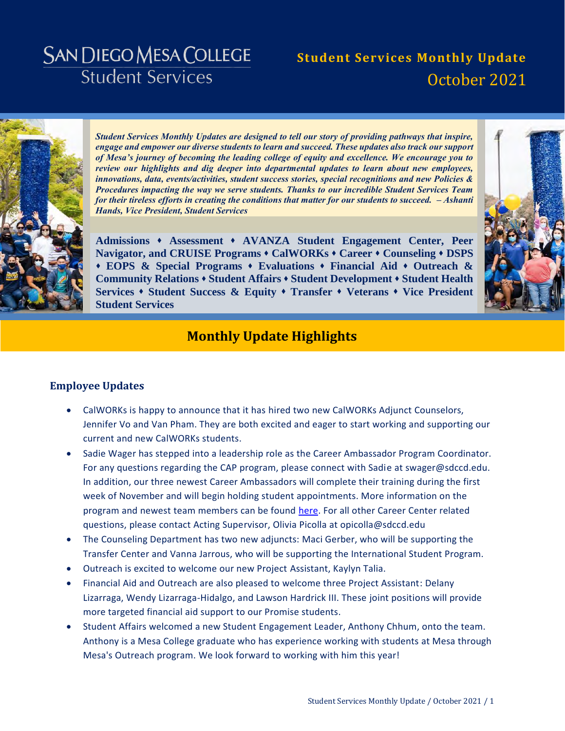# San Diego Mesa College Student Services

## Student Services Monthly Update
October 2021

*Student Services Monthly Updates are designed to tell our story of providing pathways that inspire, engage and empower our diverse students to learn and succeed. These updates also track our support of Mesa's journey of becoming the leading college of equity and excellence. We encourage you to review our highlights and dig deeper into departmental updates to learn about new employees, innovations, data, events/activities, student success stories, special recognitions and new Policies & Procedures impacting the way we serve students. Thanks to our incredible Student Services Team for their tireless efforts in creating the conditions that matter for our students to succeed. – Ashanti Hands, Vice President, Student Services*

**Admissions ♦ Assessment ♦ AVANZA Student Engagement Center, Peer Navigator, and CRUISE Programs ♦ CalWORKs ♦ Career ♦ Counseling ♦ DSPS ♦ EOPS & Special Programs ♦ Evaluations ♦ Financial Aid ♦ Outreach & Community Relations ♦ Student Affairs ♦ Student Development ♦ Student Health Services ♦ Student Success & Equity ♦ Transfer ♦ Veterans ♦ Vice President Student Services**

## Monthly Update Highlights

### Employee Updates

- CalWORKs is happy to announce that it has hired two new CalWORKs Adjunct Counselors, Jennifer Vo and Van Pham. They are both excited and eager to start working and supporting our current and new CalWORKs students.
- Sadie Wager has stepped into a leadership role as the Career Ambassador Program Coordinator. For any questions regarding the CAP program, please connect with Sadie at swager@sdccd.edu. In addition, our three newest Career Ambassadors will complete their training during the first week of November and will begin holding student appointments. More information on the program and newest team members can be found here. For all other Career Center related questions, please contact Acting Supervisor, Olivia Picolla at opicolla@sdccd.edu
- The Counseling Department has two new adjuncts: Maci Gerber, who will be supporting the Transfer Center and Vanna Jarrous, who will be supporting the International Student Program.
- Outreach is excited to welcome our new Project Assistant, Kaylyn Talia.
- Financial Aid and Outreach are also pleased to welcome three Project Assistant: Delany Lizarraga, Wendy Lizarraga-Hidalgo, and Lawson Hardrick III. These joint positions will provide more targeted financial aid support to our Promise students.
- Student Affairs welcomed a new Student Engagement Leader, Anthony Chhum, onto the team. Anthony is a Mesa College graduate who has experience working with students at Mesa through Mesa's Outreach program. We look forward to working with him this year!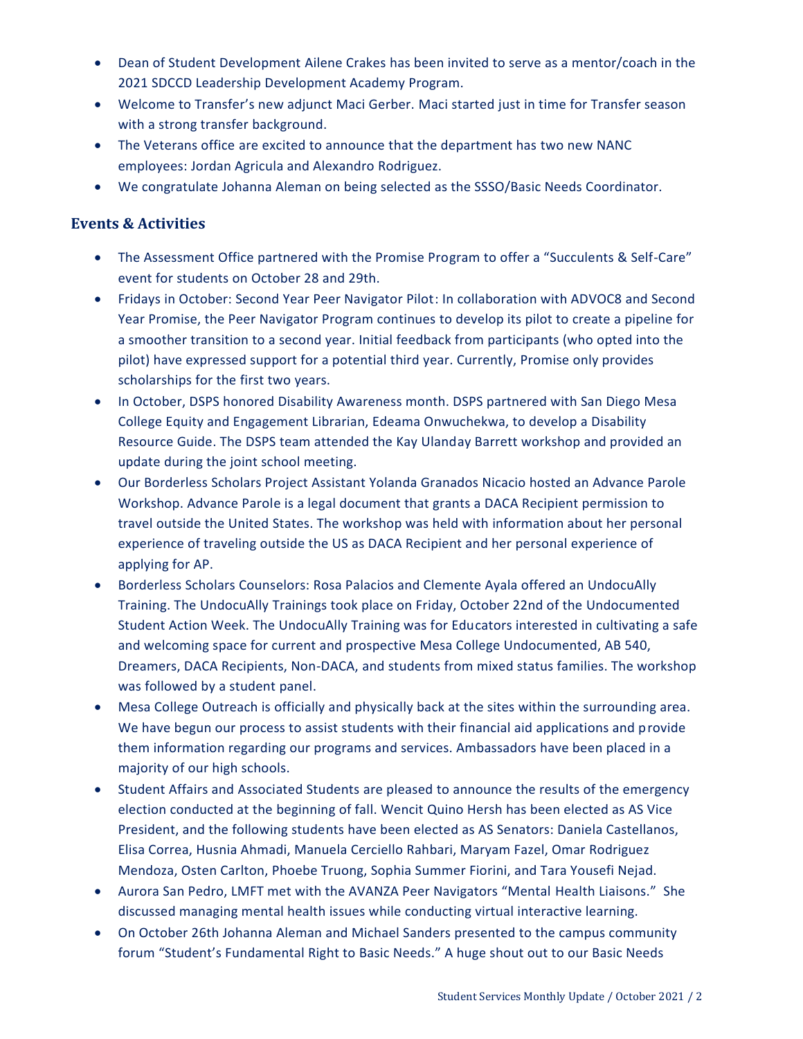- Dean of Student Development Ailene Crakes has been invited to serve as a mentor/coach in the 2021 SDCCD Leadership Development Academy Program.
- Welcome to Transfer's new adjunct Maci Gerber. Maci started just in time for Transfer season with a strong transfer background.
- The Veterans office are excited to announce that the department has two new NANC employees: Jordan Agricula and Alexandro Rodriguez.
- We congratulate Johanna Aleman on being selected as the SSSO/Basic Needs Coordinator.

## Events & Activities

- The Assessment Office partnered with the Promise Program to offer a "Succulents & Self-Care" event for students on October 28 and 29th.
- Fridays in October: Second Year Peer Navigator Pilot: In collaboration with ADVOC8 and Second Year Promise, the Peer Navigator Program continues to develop its pilot to create a pipeline for a smoother transition to a second year. Initial feedback from participants (who opted into the pilot) have expressed support for a potential third year. Currently, Promise only provides scholarships for the first two years.
- In October, DSPS honored Disability Awareness month. DSPS partnered with San Diego Mesa College Equity and Engagement Librarian, Edeama Onwuchekwa, to develop a Disability Resource Guide. The DSPS team attended the Kay Ulanday Barrett workshop and provided an update during the joint school meeting.
- Our Borderless Scholars Project Assistant Yolanda Granados Nicacio hosted an Advance Parole Workshop. Advance Parole is a legal document that grants a DACA Recipient permission to travel outside the United States. The workshop was held with information about her personal experience of traveling outside the US as DACA Recipient and her personal experience of applying for AP.
- Borderless Scholars Counselors: Rosa Palacios and Clemente Ayala offered an UndocuAlly Training. The UndocuAlly Trainings took place on Friday, October 22nd of the Undocumented Student Action Week. The UndocuAlly Training was for Educators interested in cultivating a safe and welcoming space for current and prospective Mesa College Undocumented, AB 540, Dreamers, DACA Recipients, Non-DACA, and students from mixed status families. The workshop was followed by a student panel.
- Mesa College Outreach is officially and physically back at the sites within the surrounding area. We have begun our process to assist students with their financial aid applications and provide them information regarding our programs and services. Ambassadors have been placed in a majority of our high schools.
- Student Affairs and Associated Students are pleased to announce the results of the emergency election conducted at the beginning of fall. Wencit Quino Hersh has been elected as AS Vice President, and the following students have been elected as AS Senators: Daniela Castellanos, Elisa Correa, Husnia Ahmadi, Manuela Cerciello Rahbari, Maryam Fazel, Omar Rodriguez Mendoza, Osten Carlton, Phoebe Truong, Sophia Summer Fiorini, and Tara Yousefi Nejad.
- Aurora San Pedro, LMFT met with the AVANZA Peer Navigators "Mental Health Liaisons." She discussed managing mental health issues while conducting virtual interactive learning.
- On October 26th Johanna Aleman and Michael Sanders presented to the campus community forum "Student's Fundamental Right to Basic Needs." A huge shout out to our Basic Needs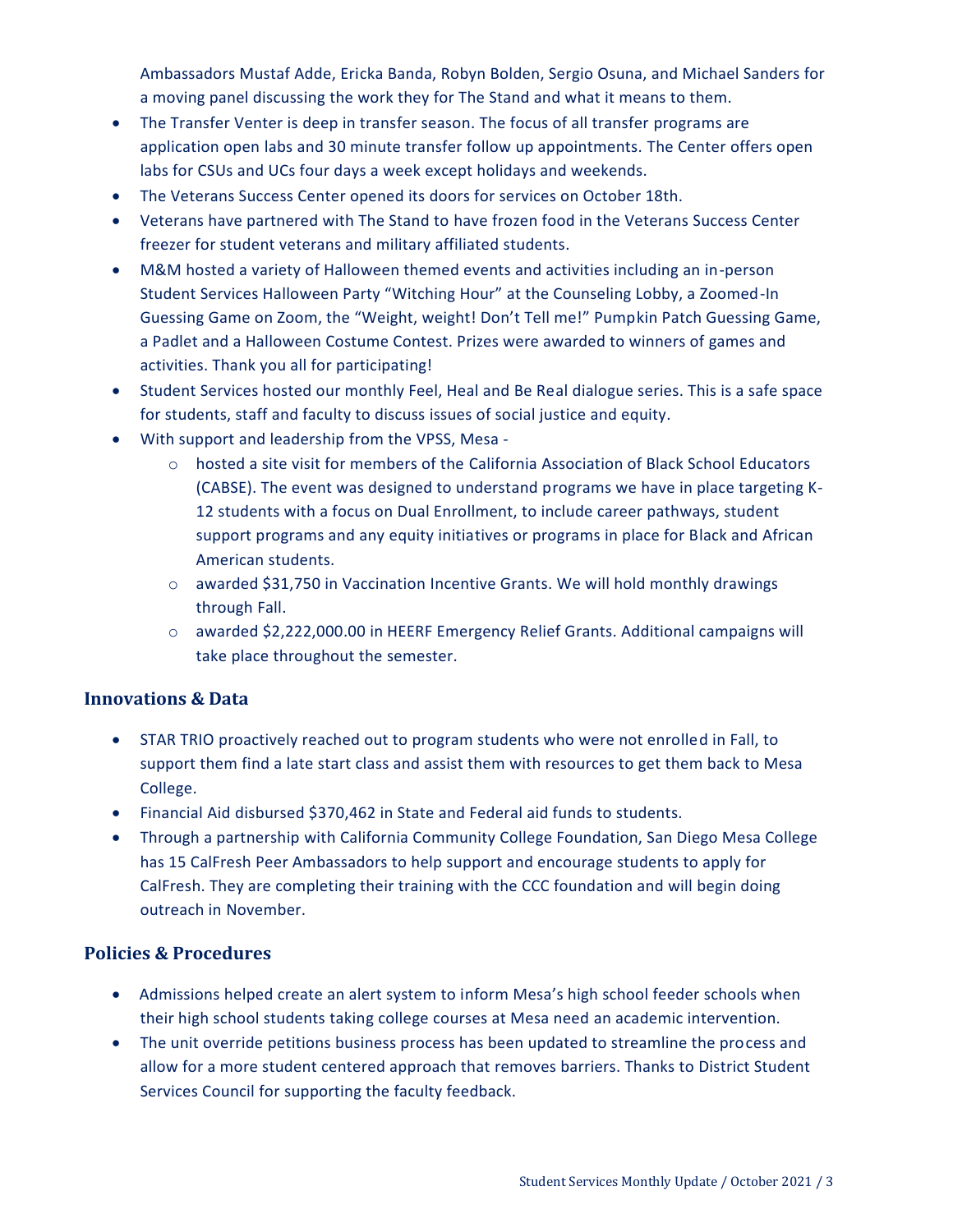Ambassadors Mustaf Adde, Ericka Banda, Robyn Bolden, Sergio Osuna, and Michael Sanders for a moving panel discussing the work they for The Stand and what it means to them.

- The Transfer Venter is deep in transfer season. The focus of all transfer programs are application open labs and 30 minute transfer follow up appointments. The Center offers open labs for CSUs and UCs four days a week except holidays and weekends.
- The Veterans Success Center opened its doors for services on October 18th.
- Veterans have partnered with The Stand to have frozen food in the Veterans Success Center freezer for student veterans and military affiliated students.
- M&M hosted a variety of Halloween themed events and activities including an in-person Student Services Halloween Party "Witching Hour" at the Counseling Lobby, a Zoomed-In Guessing Game on Zoom, the "Weight, weight! Don't Tell me!" Pumpkin Patch Guessing Game, a Padlet and a Halloween Costume Contest. Prizes were awarded to winners of games and activities. Thank you all for participating!
- Student Services hosted our monthly Feel, Heal and Be Real dialogue series. This is a safe space for students, staff and faculty to discuss issues of social justice and equity.
- With support and leadership from the VPSS, Mesa -
  - hosted a site visit for members of the California Association of Black School Educators (CABSE). The event was designed to understand programs we have in place targeting K-12 students with a focus on Dual Enrollment, to include career pathways, student support programs and any equity initiatives or programs in place for Black and African American students.
  - awarded $31,750 in Vaccination Incentive Grants. We will hold monthly drawings through Fall.
  - awarded $2,222,000.00 in HEERF Emergency Relief Grants. Additional campaigns will take place throughout the semester.

## Innovations & Data

- STAR TRIO proactively reached out to program students who were not enrolled in Fall, to support them find a late start class and assist them with resources to get them back to Mesa College.
- Financial Aid disbursed $370,462 in State and Federal aid funds to students.
- Through a partnership with California Community College Foundation, San Diego Mesa College has 15 CalFresh Peer Ambassadors to help support and encourage students to apply for CalFresh. They are completing their training with the CCC foundation and will begin doing outreach in November.

## Policies & Procedures

- Admissions helped create an alert system to inform Mesa's high school feeder schools when their high school students taking college courses at Mesa need an academic intervention.
- The unit override petitions business process has been updated to streamline the process and allow for a more student centered approach that removes barriers. Thanks to District Student Services Council for supporting the faculty feedback.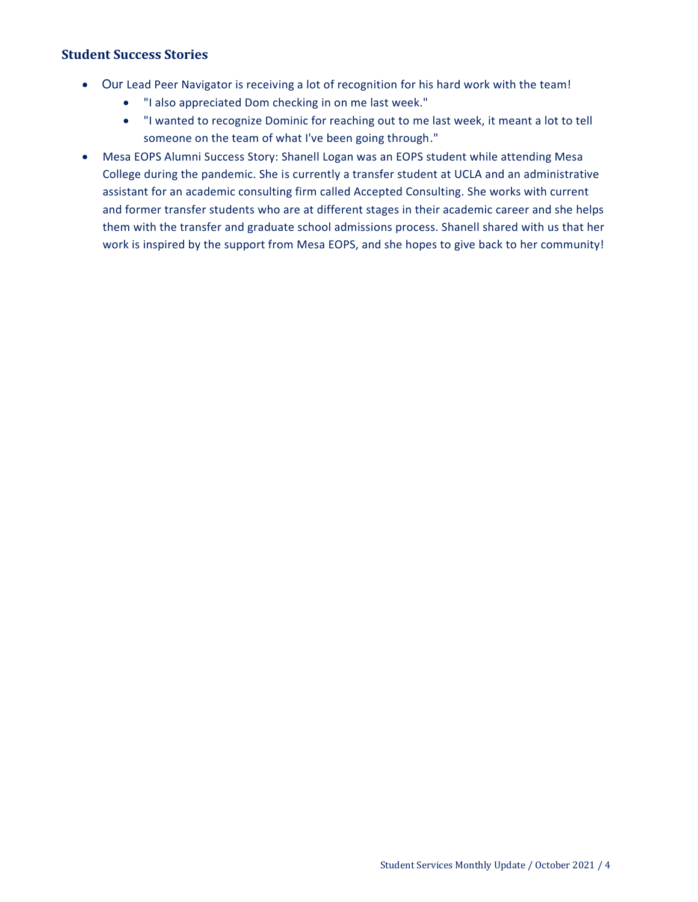### Student Success Stories

- Our Lead Peer Navigator is receiving a lot of recognition for his hard work with the team!
  - "I also appreciated Dom checking in on me last week."
  - "I wanted to recognize Dominic for reaching out to me last week, it meant a lot to tell someone on the team of what I've been going through."
- Mesa EOPS Alumni Success Story: Shanell Logan was an EOPS student while attending Mesa College during the pandemic. She is currently a transfer student at UCLA and an administrative assistant for an academic consulting firm called Accepted Consulting. She works with current and former transfer students who are at different stages in their academic career and she helps them with the transfer and graduate school admissions process. Shanell shared with us that her work is inspired by the support from Mesa EOPS, and she hopes to give back to her community!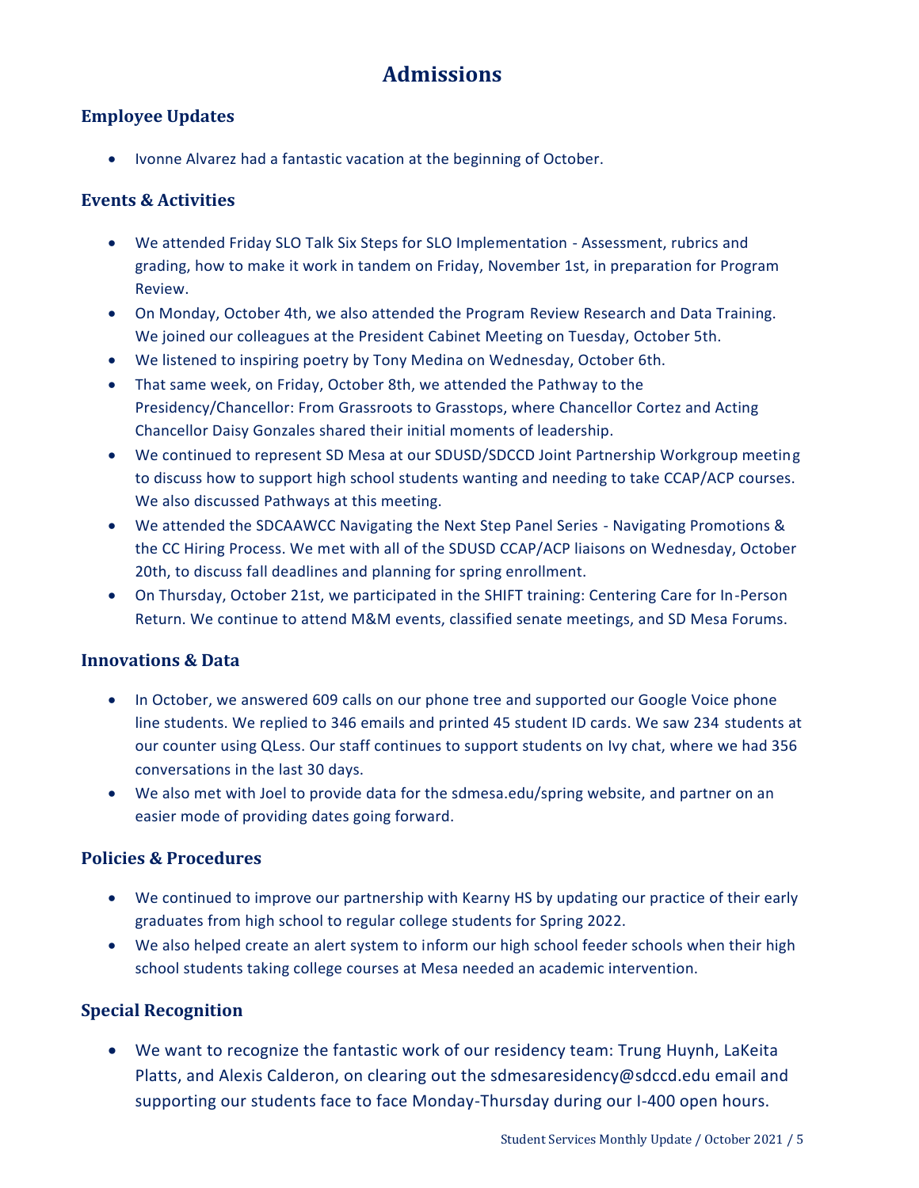# Admissions

## Employee Updates

- Ivonne Alvarez had a fantastic vacation at the beginning of October.

## Events & Activities

- We attended Friday SLO Talk Six Steps for SLO Implementation - Assessment, rubrics and grading, how to make it work in tandem on Friday, November 1st, in preparation for Program Review.
- On Monday, October 4th, we also attended the Program Review Research and Data Training. We joined our colleagues at the President Cabinet Meeting on Tuesday, October 5th.
- We listened to inspiring poetry by Tony Medina on Wednesday, October 6th.
- That same week, on Friday, October 8th, we attended the Pathway to the Presidency/Chancellor: From Grassroots to Grasstops, where Chancellor Cortez and Acting Chancellor Daisy Gonzales shared their initial moments of leadership.
- We continued to represent SD Mesa at our SDUSD/SDCCD Joint Partnership Workgroup meeting to discuss how to support high school students wanting and needing to take CCAP/ACP courses. We also discussed Pathways at this meeting.
- We attended the SDCAAWCC Navigating the Next Step Panel Series - Navigating Promotions & the CC Hiring Process. We met with all of the SDUSD CCAP/ACP liaisons on Wednesday, October 20th, to discuss fall deadlines and planning for spring enrollment.
- On Thursday, October 21st, we participated in the SHIFT training: Centering Care for In-Person Return. We continue to attend M&M events, classified senate meetings, and SD Mesa Forums.

## Innovations & Data

- In October, we answered 609 calls on our phone tree and supported our Google Voice phone line students. We replied to 346 emails and printed 45 student ID cards. We saw 234 students at our counter using QLess. Our staff continues to support students on Ivy chat, where we had 356 conversations in the last 30 days.
- We also met with Joel to provide data for the sdmesa.edu/spring website, and partner on an easier mode of providing dates going forward.

## Policies & Procedures

- We continued to improve our partnership with Kearny HS by updating our practice of their early graduates from high school to regular college students for Spring 2022.
- We also helped create an alert system to inform our high school feeder schools when their high school students taking college courses at Mesa needed an academic intervention.

## Special Recognition

- We want to recognize the fantastic work of our residency team: Trung Huynh, LaKeita Platts, and Alexis Calderon, on clearing out the sdmesaresidency@sdccd.edu email and supporting our students face to face Monday-Thursday during our I-400 open hours.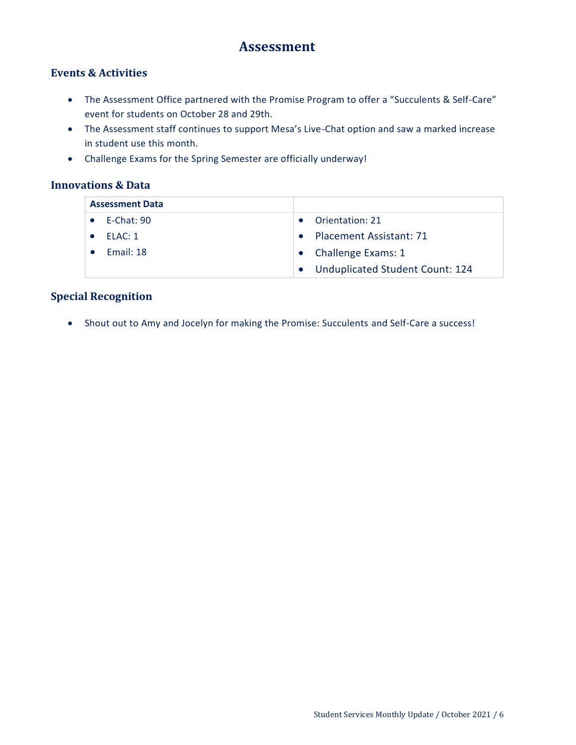# Assessment

## Events & Activities

- The Assessment Office partnered with the Promise Program to offer a "Succulents & Self-Care" event for students on October 28 and 29th.
- The Assessment staff continues to support Mesa's Live-Chat option and saw a marked increase in student use this month.
- Challenge Exams for the Spring Semester are officially underway!

## Innovations & Data

| Assessment Data | |
|---|---|
| • E-Chat: 90<br>• ELAC: 1<br>• Email: 18 | • Orientation: 21<br>• Placement Assistant: 71<br>• Challenge Exams: 1<br>• Unduplicated Student Count: 124 |

## Special Recognition

- Shout out to Amy and Jocelyn for making the Promise: Succulents and Self-Care a success!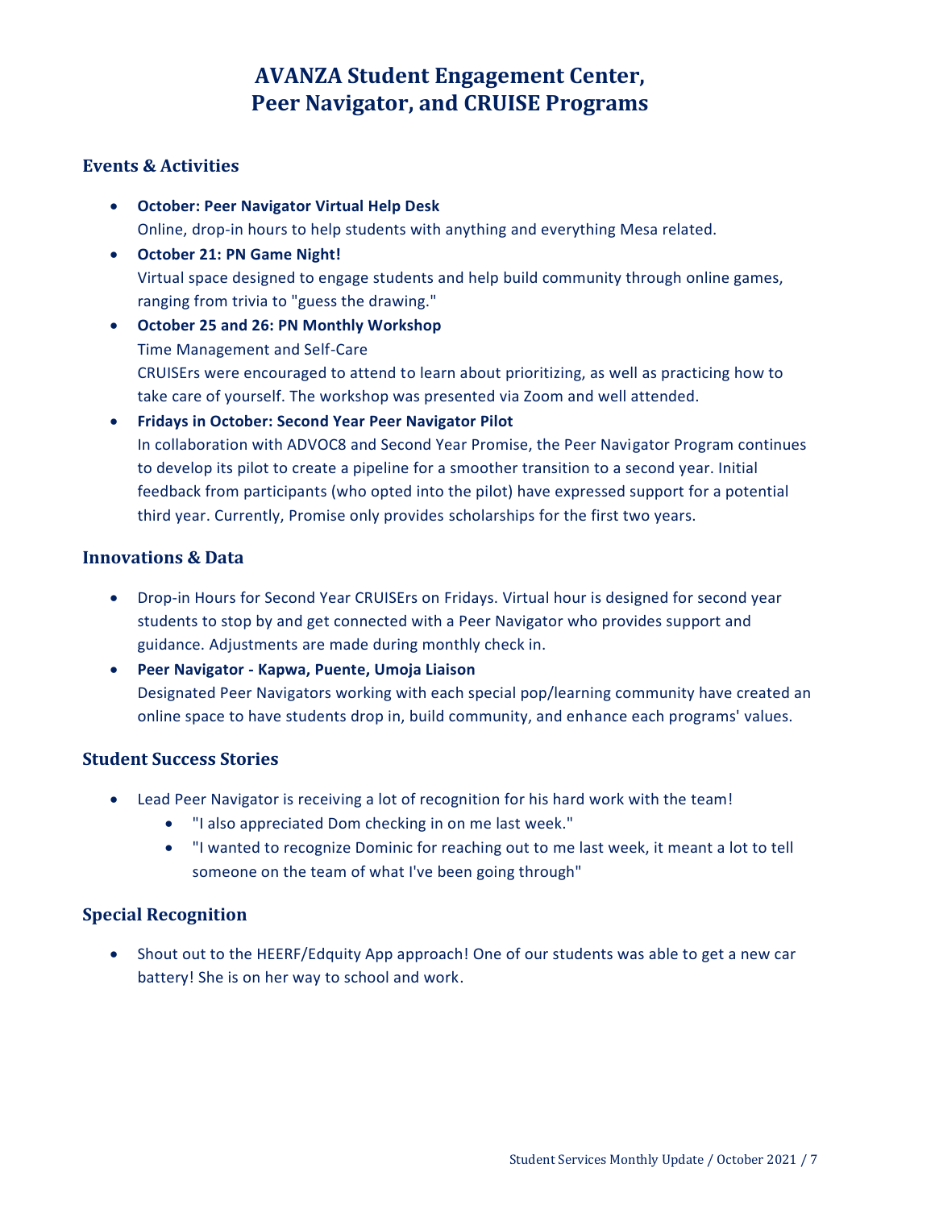# AVANZA Student Engagement Center, Peer Navigator, and CRUISE Programs

## Events & Activities

- **October: Peer Navigator Virtual Help Desk**
  Online, drop-in hours to help students with anything and everything Mesa related.
- **October 21: PN Game Night!**
  Virtual space designed to engage students and help build community through online games, ranging from trivia to "guess the drawing."
- **October 25 and 26: PN Monthly Workshop**
  Time Management and Self-Care
  CRUISErs were encouraged to attend to learn about prioritizing, as well as practicing how to take care of yourself. The workshop was presented via Zoom and well attended.
- **Fridays in October: Second Year Peer Navigator Pilot**
  In collaboration with ADVOC8 and Second Year Promise, the Peer Navigator Program continues to develop its pilot to create a pipeline for a smoother transition to a second year. Initial feedback from participants (who opted into the pilot) have expressed support for a potential third year. Currently, Promise only provides scholarships for the first two years.

## Innovations & Data

- Drop-in Hours for Second Year CRUISErs on Fridays. Virtual hour is designed for second year students to stop by and get connected with a Peer Navigator who provides support and guidance. Adjustments are made during monthly check in.
- **Peer Navigator - Kapwa, Puente, Umoja Liaison**
  Designated Peer Navigators working with each special pop/learning community have created an online space to have students drop in, build community, and enhance each programs' values.

## Student Success Stories

- Lead Peer Navigator is receiving a lot of recognition for his hard work with the team!
  - "I also appreciated Dom checking in on me last week."
  - "I wanted to recognize Dominic for reaching out to me last week, it meant a lot to tell someone on the team of what I've been going through"

## Special Recognition

- Shout out to the HEERF/Edquity App approach! One of our students was able to get a new car battery! She is on her way to school and work.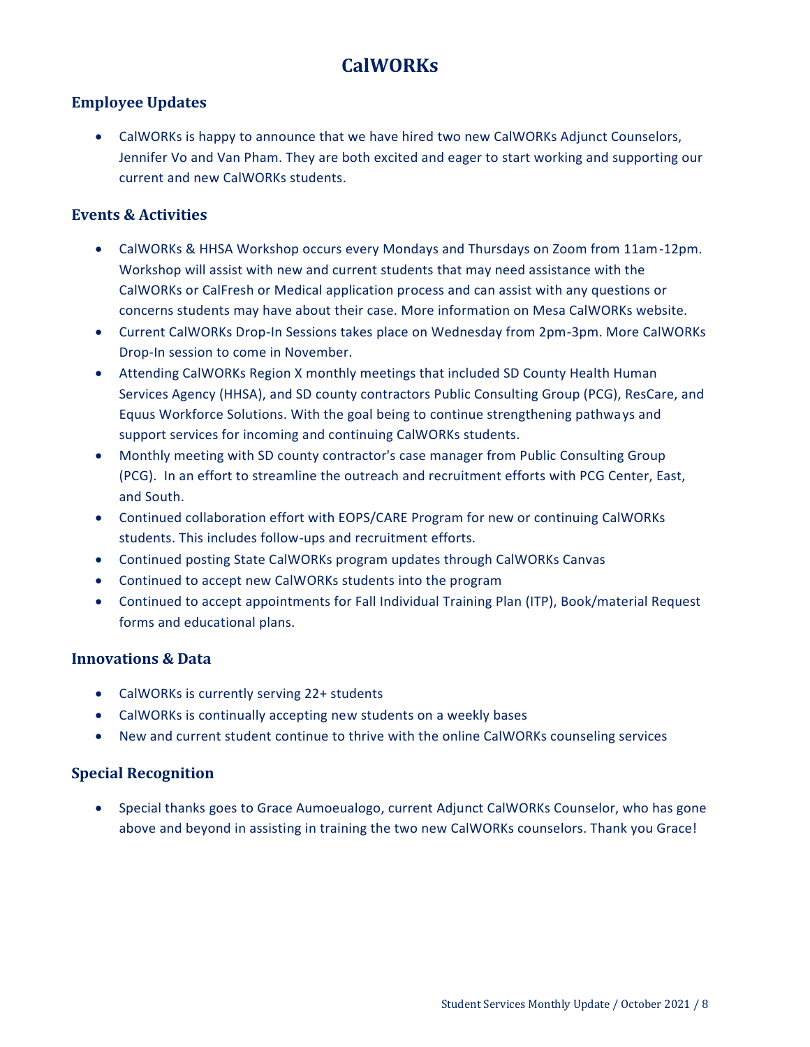# CalWORKs

## Employee Updates

- CalWORKs is happy to announce that we have hired two new CalWORKs Adjunct Counselors, Jennifer Vo and Van Pham. They are both excited and eager to start working and supporting our current and new CalWORKs students.

## Events & Activities

- CalWORKs & HHSA Workshop occurs every Mondays and Thursdays on Zoom from 11am-12pm. Workshop will assist with new and current students that may need assistance with the CalWORKs or CalFresh or Medical application process and can assist with any questions or concerns students may have about their case. More information on Mesa CalWORKs website.
- Current CalWORKs Drop-In Sessions takes place on Wednesday from 2pm-3pm. More CalWORKs Drop-In session to come in November.
- Attending CalWORKs Region X monthly meetings that included SD County Health Human Services Agency (HHSA), and SD county contractors Public Consulting Group (PCG), ResCare, and Equus Workforce Solutions. With the goal being to continue strengthening pathways and support services for incoming and continuing CalWORKs students.
- Monthly meeting with SD county contractor's case manager from Public Consulting Group (PCG). In an effort to streamline the outreach and recruitment efforts with PCG Center, East, and South.
- Continued collaboration effort with EOPS/CARE Program for new or continuing CalWORKs students. This includes follow-ups and recruitment efforts.
- Continued posting State CalWORKs program updates through CalWORKs Canvas
- Continued to accept new CalWORKs students into the program
- Continued to accept appointments for Fall Individual Training Plan (ITP), Book/material Request forms and educational plans.

## Innovations & Data

- CalWORKs is currently serving 22+ students
- CalWORKs is continually accepting new students on a weekly bases
- New and current student continue to thrive with the online CalWORKs counseling services

## Special Recognition

- Special thanks goes to Grace Aumoeualogo, current Adjunct CalWORKs Counselor, who has gone above and beyond in assisting in training the two new CalWORKs counselors. Thank you Grace!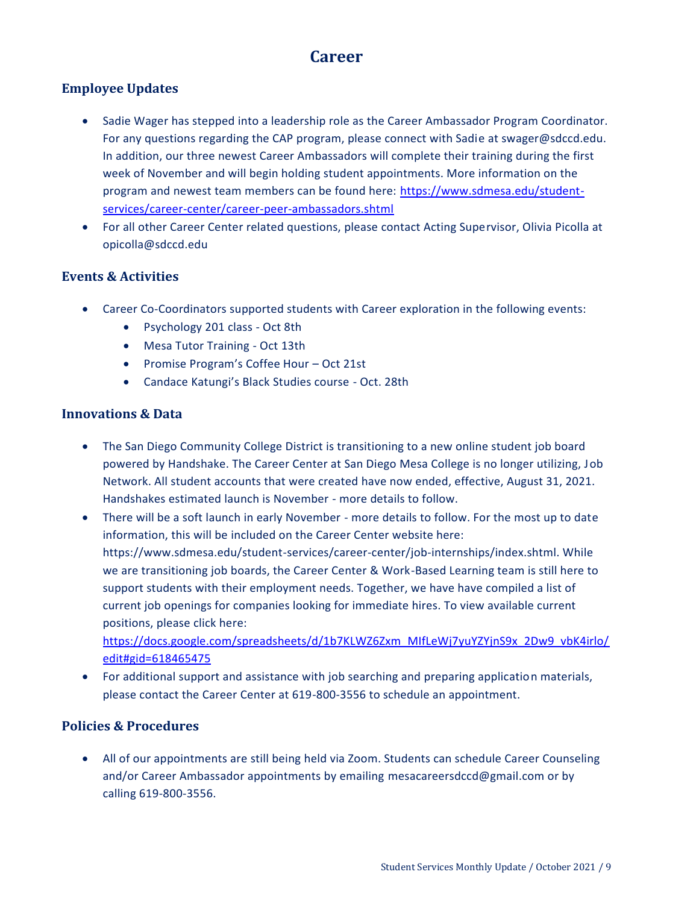# Career

## Employee Updates

- Sadie Wager has stepped into a leadership role as the Career Ambassador Program Coordinator. For any questions regarding the CAP program, please connect with Sadie at swager@sdccd.edu. In addition, our three newest Career Ambassadors will complete their training during the first week of November and will begin holding student appointments. More information on the program and newest team members can be found here: [https://www.sdmesa.edu/student-services/career-center/career-peer-ambassadors.shtml](https://www.sdmesa.edu/student-services/career-center/career-peer-ambassadors.shtml)
- For all other Career Center related questions, please contact Acting Supervisor, Olivia Picolla at opicolla@sdccd.edu

## Events & Activities

- Career Co-Coordinators supported students with Career exploration in the following events:
  - Psychology 201 class - Oct 8th
  - Mesa Tutor Training - Oct 13th
  - Promise Program's Coffee Hour – Oct 21st
  - Candace Katungi's Black Studies course - Oct. 28th

## Innovations & Data

- The San Diego Community College District is transitioning to a new online student job board powered by Handshake. The Career Center at San Diego Mesa College is no longer utilizing, Job Network. All student accounts that were created have now ended, effective, August 31, 2021. Handshakes estimated launch is November - more details to follow.
- There will be a soft launch in early November - more details to follow. For the most up to date information, this will be included on the Career Center website here: https://www.sdmesa.edu/student-services/career-center/job-internships/index.shtml. While we are transitioning job boards, the Career Center & Work-Based Learning team is still here to support students with their employment needs. Together, we have have compiled a list of current job openings for companies looking for immediate hires. To view available current positions, please click here: [https://docs.google.com/spreadsheets/d/1b7KLWZ6Zxm_MIfLeWj7yuYZYjnS9x_2Dw9_vbK4irlo/edit#gid=618465475](https://docs.google.com/spreadsheets/d/1b7KLWZ6Zxm_MIfLeWj7yuYZYjnS9x_2Dw9_vbK4irlo/edit#gid=618465475)
- For additional support and assistance with job searching and preparing application materials, please contact the Career Center at 619-800-3556 to schedule an appointment.

## Policies & Procedures

- All of our appointments are still being held via Zoom. Students can schedule Career Counseling and/or Career Ambassador appointments by emailing mesacareersdccd@gmail.com or by calling 619-800-3556.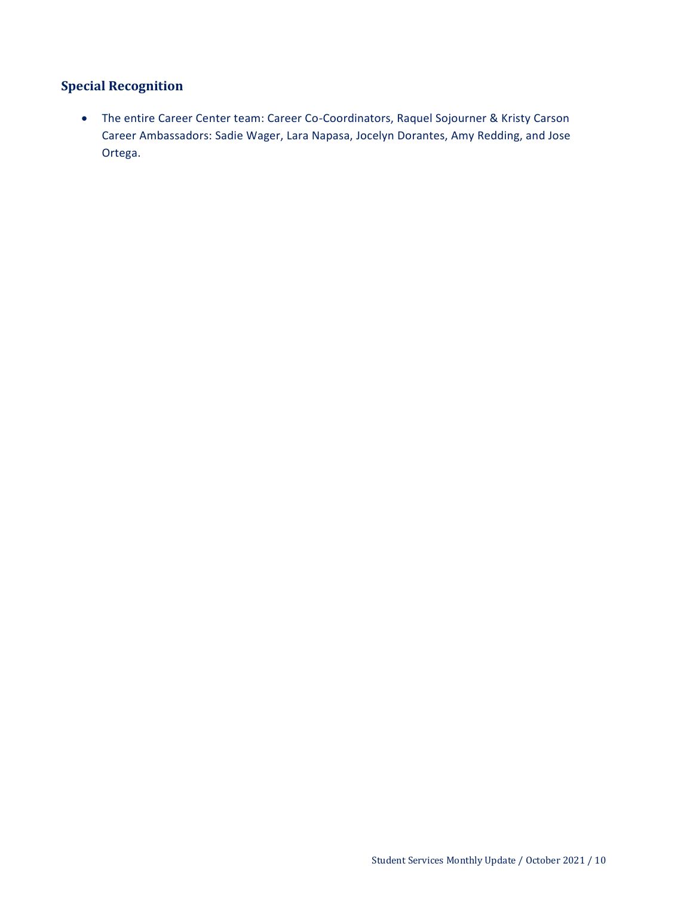## Special Recognition

- The entire Career Center team: Career Co-Coordinators, Raquel Sojourner & Kristy Carson Career Ambassadors: Sadie Wager, Lara Napasa, Jocelyn Dorantes, Amy Redding, and Jose Ortega.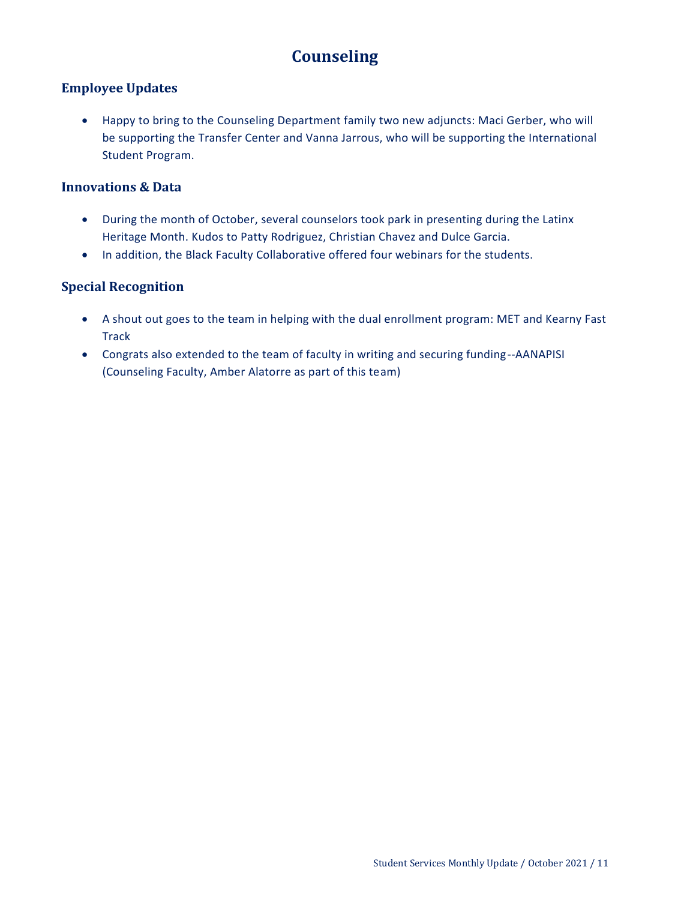# Counseling

## Employee Updates

- Happy to bring to the Counseling Department family two new adjuncts: Maci Gerber, who will be supporting the Transfer Center and Vanna Jarrous, who will be supporting the International Student Program.

## Innovations & Data

- During the month of October, several counselors took park in presenting during the Latinx Heritage Month. Kudos to Patty Rodriguez, Christian Chavez and Dulce Garcia.
- In addition, the Black Faculty Collaborative offered four webinars for the students.

## Special Recognition

- A shout out goes to the team in helping with the dual enrollment program: MET and Kearny Fast Track
- Congrats also extended to the team of faculty in writing and securing funding--AANAPISI (Counseling Faculty, Amber Alatorre as part of this team)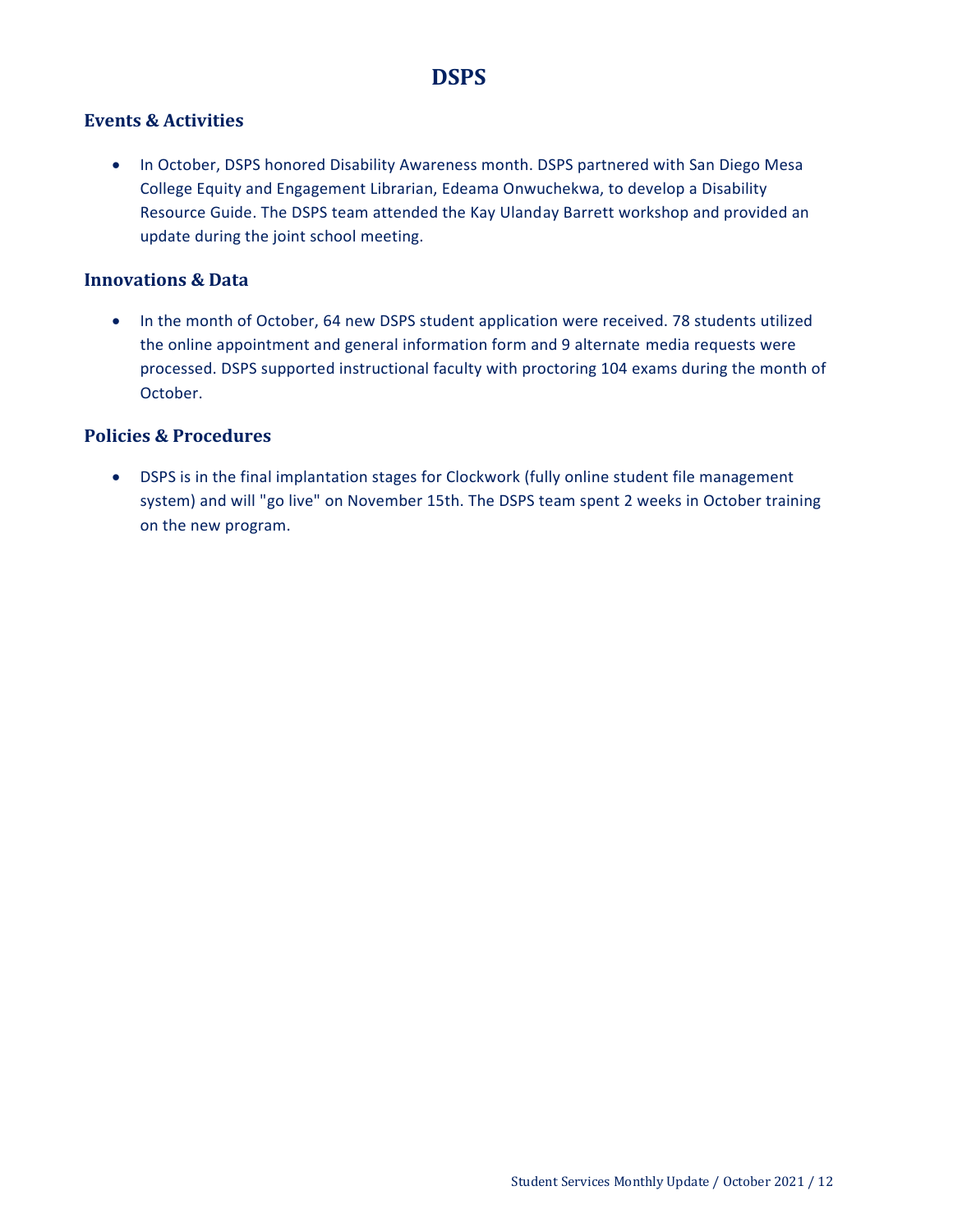# DSPS

## Events & Activities

- In October, DSPS honored Disability Awareness month. DSPS partnered with San Diego Mesa College Equity and Engagement Librarian, Edeama Onwuchekwa, to develop a Disability Resource Guide. The DSPS team attended the Kay Ulanday Barrett workshop and provided an update during the joint school meeting.

## Innovations & Data

- In the month of October, 64 new DSPS student application were received. 78 students utilized the online appointment and general information form and 9 alternate media requests were processed. DSPS supported instructional faculty with proctoring 104 exams during the month of October.

## Policies & Procedures

- DSPS is in the final implantation stages for Clockwork (fully online student file management system) and will "go live" on November 15th. The DSPS team spent 2 weeks in October training on the new program.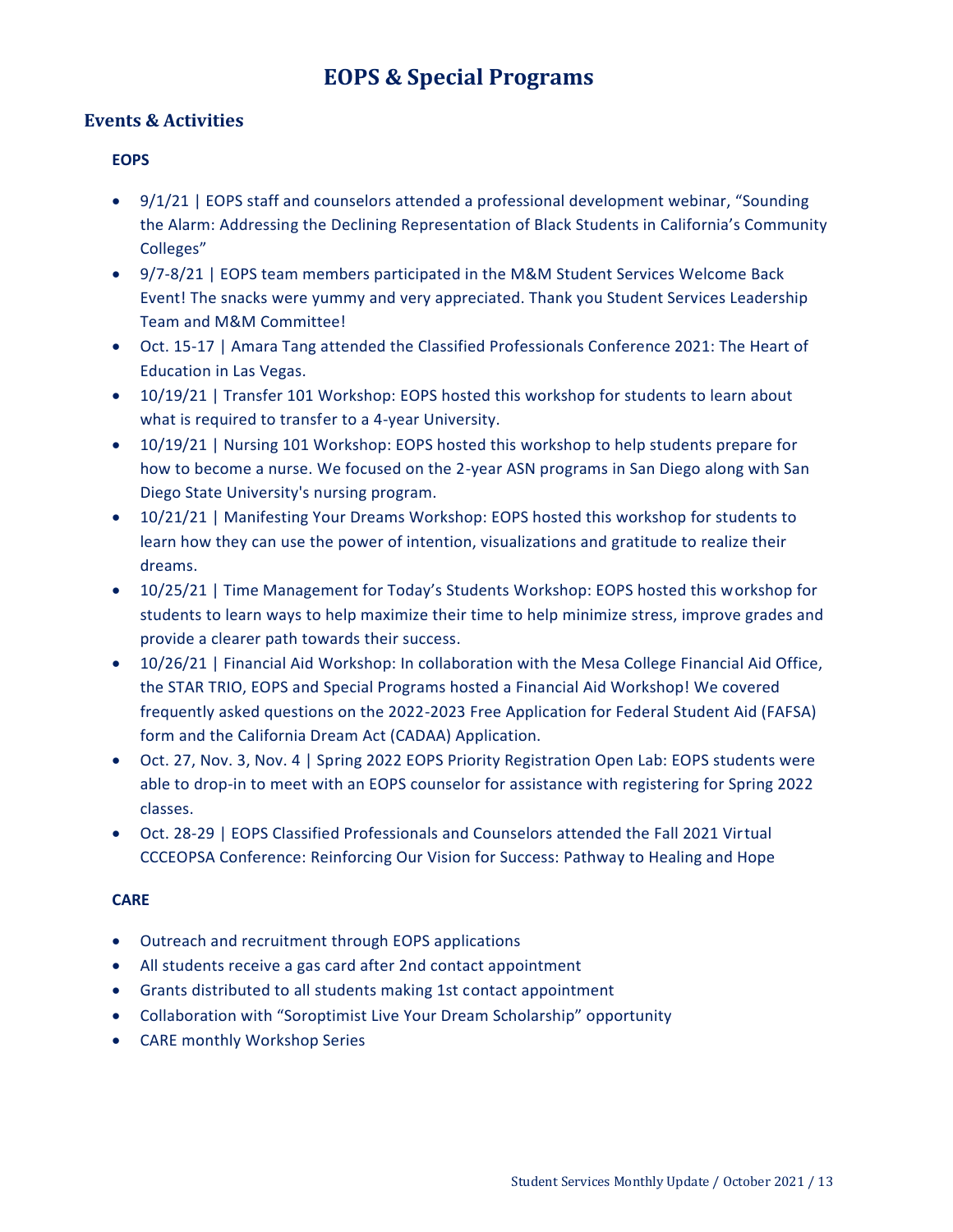# EOPS & Special Programs

## Events & Activities

### EOPS

- 9/1/21 | EOPS staff and counselors attended a professional development webinar, "Sounding the Alarm: Addressing the Declining Representation of Black Students in California's Community Colleges"
- 9/7-8/21 | EOPS team members participated in the M&M Student Services Welcome Back Event! The snacks were yummy and very appreciated. Thank you Student Services Leadership Team and M&M Committee!
- Oct. 15-17 | Amara Tang attended the Classified Professionals Conference 2021: The Heart of Education in Las Vegas.
- 10/19/21 | Transfer 101 Workshop: EOPS hosted this workshop for students to learn about what is required to transfer to a 4-year University.
- 10/19/21 | Nursing 101 Workshop: EOPS hosted this workshop to help students prepare for how to become a nurse. We focused on the 2-year ASN programs in San Diego along with San Diego State University's nursing program.
- 10/21/21 | Manifesting Your Dreams Workshop: EOPS hosted this workshop for students to learn how they can use the power of intention, visualizations and gratitude to realize their dreams.
- 10/25/21 | Time Management for Today's Students Workshop: EOPS hosted this workshop for students to learn ways to help maximize their time to help minimize stress, improve grades and provide a clearer path towards their success.
- 10/26/21 | Financial Aid Workshop: In collaboration with the Mesa College Financial Aid Office, the STAR TRIO, EOPS and Special Programs hosted a Financial Aid Workshop! We covered frequently asked questions on the 2022-2023 Free Application for Federal Student Aid (FAFSA) form and the California Dream Act (CADAA) Application.
- Oct. 27, Nov. 3, Nov. 4 | Spring 2022 EOPS Priority Registration Open Lab: EOPS students were able to drop-in to meet with an EOPS counselor for assistance with registering for Spring 2022 classes.
- Oct. 28-29 | EOPS Classified Professionals and Counselors attended the Fall 2021 Virtual CCCEOPSA Conference: Reinforcing Our Vision for Success: Pathway to Healing and Hope

### CARE

- Outreach and recruitment through EOPS applications
- All students receive a gas card after 2nd contact appointment
- Grants distributed to all students making 1st contact appointment
- Collaboration with "Soroptimist Live Your Dream Scholarship" opportunity
- CARE monthly Workshop Series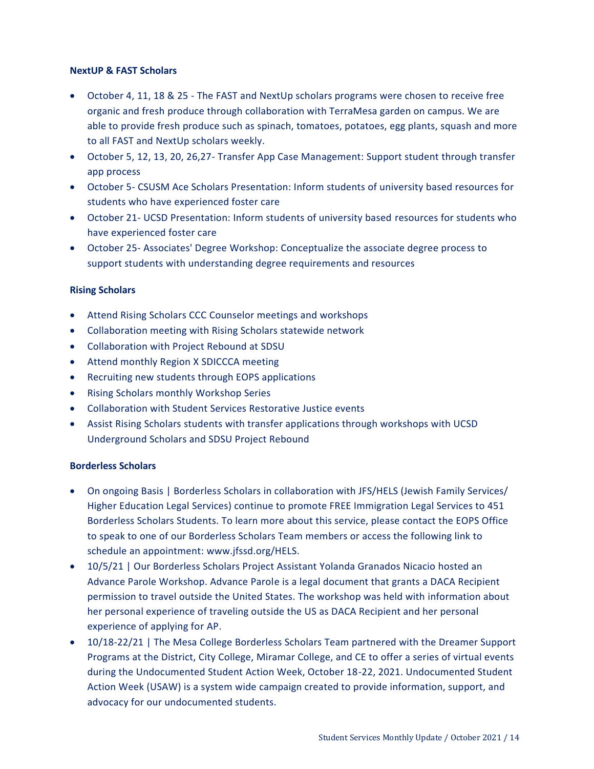**NextUP & FAST Scholars**

- October 4, 11, 18 & 25 - The FAST and NextUp scholars programs were chosen to receive free organic and fresh produce through collaboration with TerraMesa garden on campus. We are able to provide fresh produce such as spinach, tomatoes, potatoes, egg plants, squash and more to all FAST and NextUp scholars weekly.
- October 5, 12, 13, 20, 26,27- Transfer App Case Management: Support student through transfer app process
- October 5- CSUSM Ace Scholars Presentation: Inform students of university based resources for students who have experienced foster care
- October 21- UCSD Presentation: Inform students of university based resources for students who have experienced foster care
- October 25- Associates' Degree Workshop: Conceptualize the associate degree process to support students with understanding degree requirements and resources

**Rising Scholars**

- Attend Rising Scholars CCC Counselor meetings and workshops
- Collaboration meeting with Rising Scholars statewide network
- Collaboration with Project Rebound at SDSU
- Attend monthly Region X SDICCCA meeting
- Recruiting new students through EOPS applications
- Rising Scholars monthly Workshop Series
- Collaboration with Student Services Restorative Justice events
- Assist Rising Scholars students with transfer applications through workshops with UCSD Underground Scholars and SDSU Project Rebound

**Borderless Scholars**

- On ongoing Basis | Borderless Scholars in collaboration with JFS/HELS (Jewish Family Services/ Higher Education Legal Services) continue to promote FREE Immigration Legal Services to 451 Borderless Scholars Students. To learn more about this service, please contact the EOPS Office to speak to one of our Borderless Scholars Team members or access the following link to schedule an appointment: www.jfssd.org/HELS.
- 10/5/21 | Our Borderless Scholars Project Assistant Yolanda Granados Nicacio hosted an Advance Parole Workshop. Advance Parole is a legal document that grants a DACA Recipient permission to travel outside the United States. The workshop was held with information about her personal experience of traveling outside the US as DACA Recipient and her personal experience of applying for AP.
- 10/18-22/21 | The Mesa College Borderless Scholars Team partnered with the Dreamer Support Programs at the District, City College, Miramar College, and CE to offer a series of virtual events during the Undocumented Student Action Week, October 18-22, 2021. Undocumented Student Action Week (USAW) is a system wide campaign created to provide information, support, and advocacy for our undocumented students.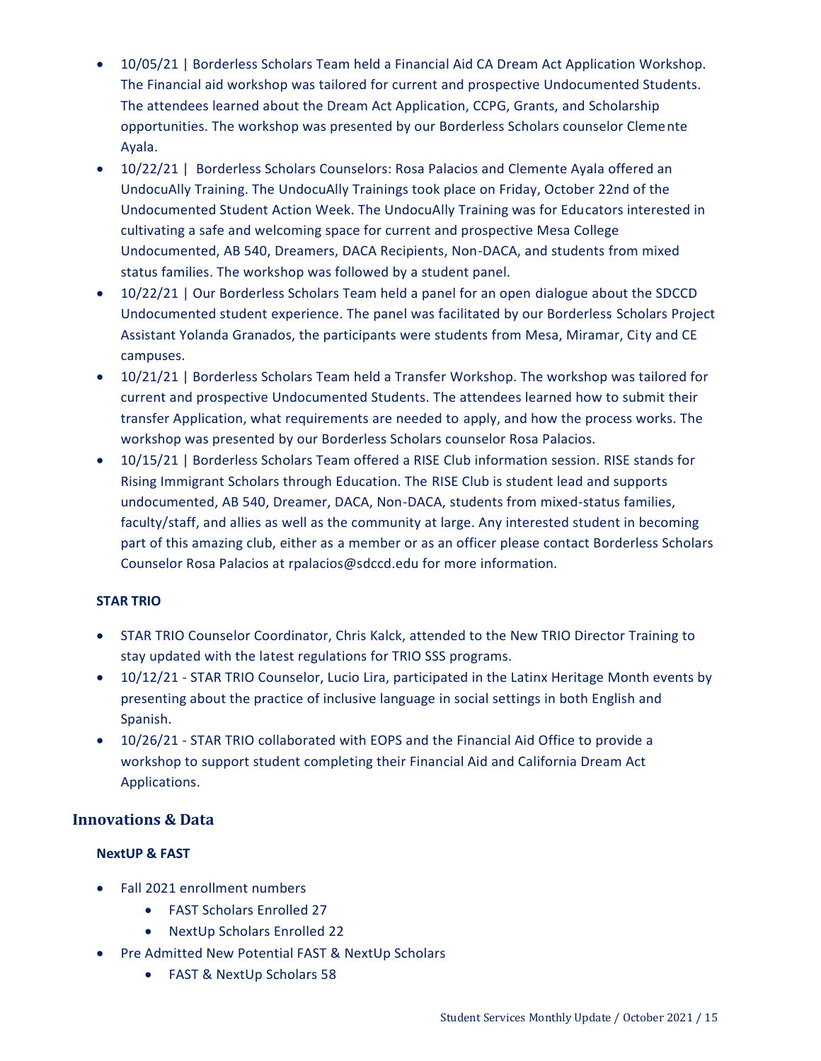- 10/05/21 | Borderless Scholars Team held a Financial Aid CA Dream Act Application Workshop. The Financial aid workshop was tailored for current and prospective Undocumented Students. The attendees learned about the Dream Act Application, CCPG, Grants, and Scholarship opportunities. The workshop was presented by our Borderless Scholars counselor Clemente Ayala.
- 10/22/21 | Borderless Scholars Counselors: Rosa Palacios and Clemente Ayala offered an UndocuAlly Training. The UndocuAlly Trainings took place on Friday, October 22nd of the Undocumented Student Action Week. The UndocuAlly Training was for Educators interested in cultivating a safe and welcoming space for current and prospective Mesa College Undocumented, AB 540, Dreamers, DACA Recipients, Non-DACA, and students from mixed status families. The workshop was followed by a student panel.
- 10/22/21 | Our Borderless Scholars Team held a panel for an open dialogue about the SDCCD Undocumented student experience. The panel was facilitated by our Borderless Scholars Project Assistant Yolanda Granados, the participants were students from Mesa, Miramar, City and CE campuses.
- 10/21/21 | Borderless Scholars Team held a Transfer Workshop. The workshop was tailored for current and prospective Undocumented Students. The attendees learned how to submit their transfer Application, what requirements are needed to apply, and how the process works. The workshop was presented by our Borderless Scholars counselor Rosa Palacios.
- 10/15/21 | Borderless Scholars Team offered a RISE Club information session. RISE stands for Rising Immigrant Scholars through Education. The RISE Club is student lead and supports undocumented, AB 540, Dreamer, DACA, Non-DACA, students from mixed-status families, faculty/staff, and allies as well as the community at large. Any interested student in becoming part of this amazing club, either as a member or as an officer please contact Borderless Scholars Counselor Rosa Palacios at rpalacios@sdccd.edu for more information.

#### STAR TRIO

- STAR TRIO Counselor Coordinator, Chris Kalck, attended to the New TRIO Director Training to stay updated with the latest regulations for TRIO SSS programs.
- 10/12/21 - STAR TRIO Counselor, Lucio Lira, participated in the Latinx Heritage Month events by presenting about the practice of inclusive language in social settings in both English and Spanish.
- 10/26/21 - STAR TRIO collaborated with EOPS and the Financial Aid Office to provide a workshop to support student completing their Financial Aid and California Dream Act Applications.

### Innovations & Data

#### NextUP & FAST

- Fall 2021 enrollment numbers
  - FAST Scholars Enrolled 27
  - NextUp Scholars Enrolled 22
- Pre Admitted New Potential FAST & NextUp Scholars
  - FAST & NextUp Scholars 58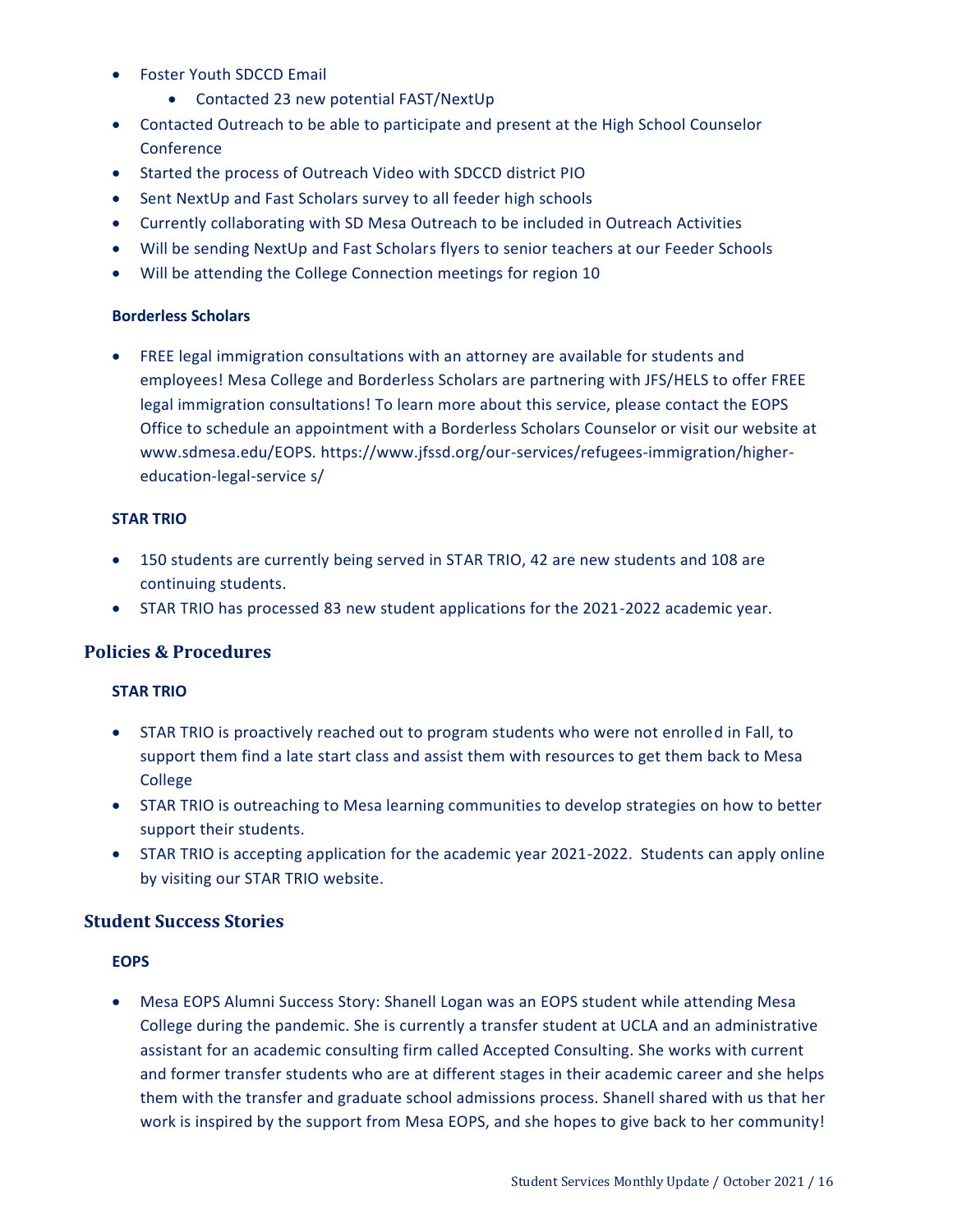- Foster Youth SDCCD Email
    - Contacted 23 new potential FAST/NextUp
- Contacted Outreach to be able to participate and present at the High School Counselor Conference
- Started the process of Outreach Video with SDCCD district PIO
- Sent NextUp and Fast Scholars survey to all feeder high schools
- Currently collaborating with SD Mesa Outreach to be included in Outreach Activities
- Will be sending NextUp and Fast Scholars flyers to senior teachers at our Feeder Schools
- Will be attending the College Connection meetings for region 10

**Borderless Scholars**

- FREE legal immigration consultations with an attorney are available for students and employees! Mesa College and Borderless Scholars are partnering with JFS/HELS to offer FREE legal immigration consultations! To learn more about this service, please contact the EOPS Office to schedule an appointment with a Borderless Scholars Counselor or visit our website at www.sdmesa.edu/EOPS. https://www.jfssd.org/our-services/refugees-immigration/higher-education-legal-service s/

**STAR TRIO**

- 150 students are currently being served in STAR TRIO, 42 are new students and 108 are continuing students.
- STAR TRIO has processed 83 new student applications for the 2021-2022 academic year.

## Policies & Procedures

**STAR TRIO**

- STAR TRIO is proactively reached out to program students who were not enrolled in Fall, to support them find a late start class and assist them with resources to get them back to Mesa College
- STAR TRIO is outreaching to Mesa learning communities to develop strategies on how to better support their students.
- STAR TRIO is accepting application for the academic year 2021-2022. Students can apply online by visiting our STAR TRIO website.

## Student Success Stories

**EOPS**

- Mesa EOPS Alumni Success Story: Shanell Logan was an EOPS student while attending Mesa College during the pandemic. She is currently a transfer student at UCLA and an administrative assistant for an academic consulting firm called Accepted Consulting. She works with current and former transfer students who are at different stages in their academic career and she helps them with the transfer and graduate school admissions process. Shanell shared with us that her work is inspired by the support from Mesa EOPS, and she hopes to give back to her community!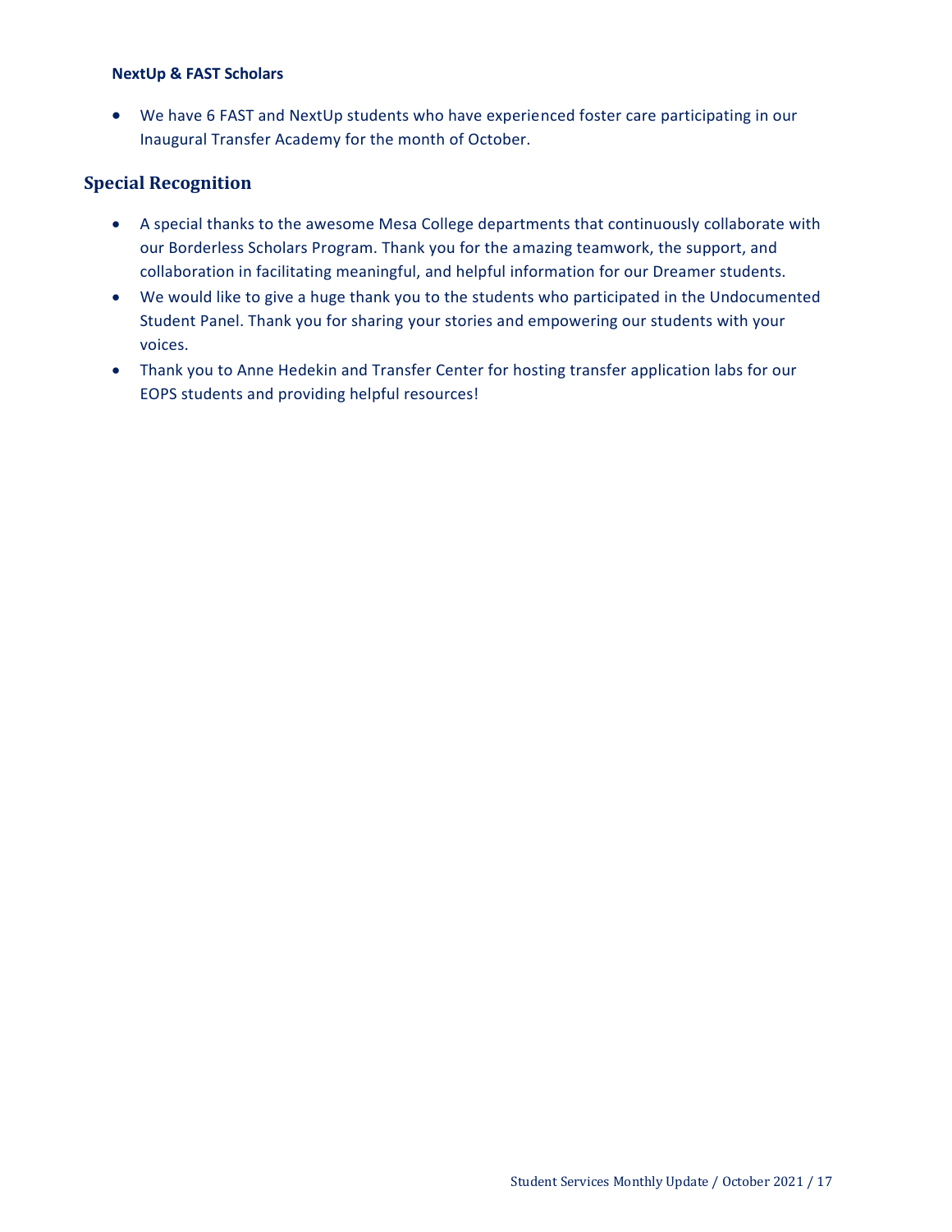#### NextUp & FAST Scholars

- We have 6 FAST and NextUp students who have experienced foster care participating in our Inaugural Transfer Academy for the month of October.

## Special Recognition

- A special thanks to the awesome Mesa College departments that continuously collaborate with our Borderless Scholars Program. Thank you for the amazing teamwork, the support, and collaboration in facilitating meaningful, and helpful information for our Dreamer students.
- We would like to give a huge thank you to the students who participated in the Undocumented Student Panel. Thank you for sharing your stories and empowering our students with your voices.
- Thank you to Anne Hedekin and Transfer Center for hosting transfer application labs for our EOPS students and providing helpful resources!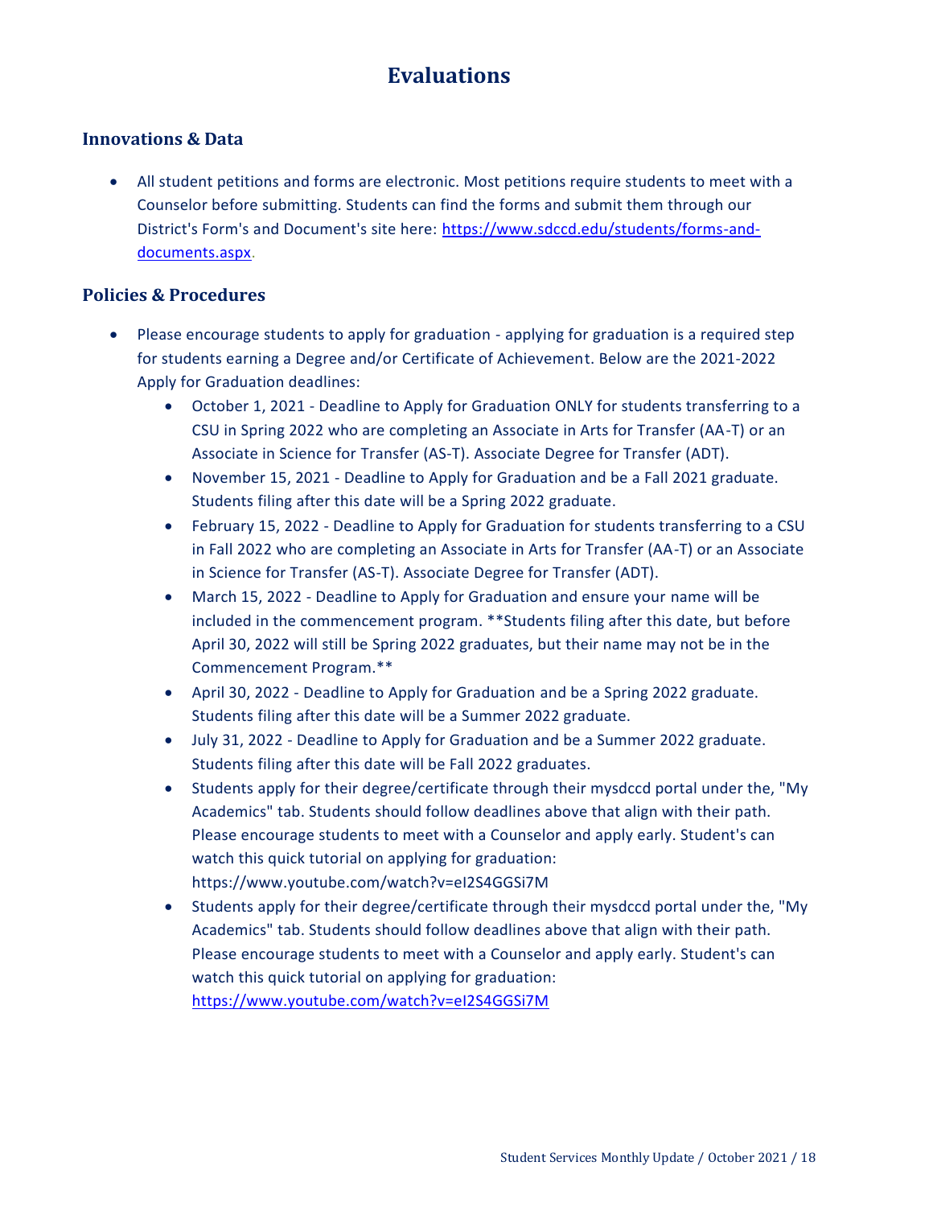# Evaluations

## Innovations & Data

- All student petitions and forms are electronic. Most petitions require students to meet with a Counselor before submitting. Students can find the forms and submit them through our District's Form's and Document's site here: [https://www.sdccd.edu/students/forms-and-documents.aspx](https://www.sdccd.edu/students/forms-and-documents.aspx).

## Policies & Procedures

- Please encourage students to apply for graduation - applying for graduation is a required step for students earning a Degree and/or Certificate of Achievement. Below are the 2021-2022 Apply for Graduation deadlines:
  - October 1, 2021 - Deadline to Apply for Graduation ONLY for students transferring to a CSU in Spring 2022 who are completing an Associate in Arts for Transfer (AA-T) or an Associate in Science for Transfer (AS-T). Associate Degree for Transfer (ADT).
  - November 15, 2021 - Deadline to Apply for Graduation and be a Fall 2021 graduate. Students filing after this date will be a Spring 2022 graduate.
  - February 15, 2022 - Deadline to Apply for Graduation for students transferring to a CSU in Fall 2022 who are completing an Associate in Arts for Transfer (AA-T) or an Associate in Science for Transfer (AS-T). Associate Degree for Transfer (ADT).
  - March 15, 2022 - Deadline to Apply for Graduation and ensure your name will be included in the commencement program. **Students filing after this date, but before April 30, 2022 will still be Spring 2022 graduates, but their name may not be in the Commencement Program.**
  - April 30, 2022 - Deadline to Apply for Graduation and be a Spring 2022 graduate. Students filing after this date will be a Summer 2022 graduate.
  - July 31, 2022 - Deadline to Apply for Graduation and be a Summer 2022 graduate. Students filing after this date will be Fall 2022 graduates.
  - Students apply for their degree/certificate through their mysdccd portal under the, "My Academics" tab. Students should follow deadlines above that align with their path. Please encourage students to meet with a Counselor and apply early. Student's can watch this quick tutorial on applying for graduation: https://www.youtube.com/watch?v=eI2S4GGSi7M
  - Students apply for their degree/certificate through their mysdccd portal under the, "My Academics" tab. Students should follow deadlines above that align with their path. Please encourage students to meet with a Counselor and apply early. Student's can watch this quick tutorial on applying for graduation: [https://www.youtube.com/watch?v=eI2S4GGSi7M](https://www.youtube.com/watch?v=eI2S4GGSi7M)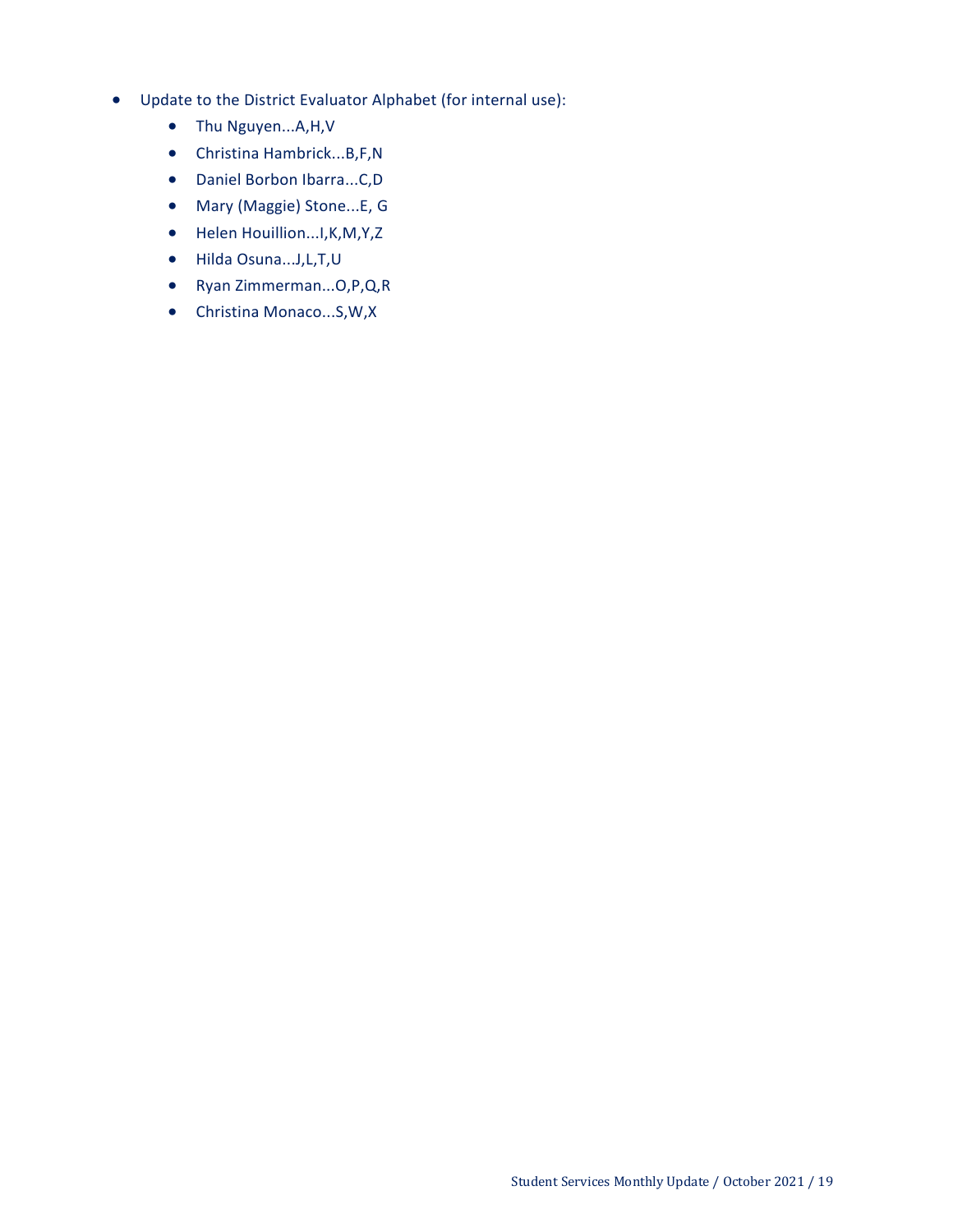- Update to the District Evaluator Alphabet (for internal use):
    - Thu Nguyen...A,H,V
    - Christina Hambrick...B,F,N
    - Daniel Borbon Ibarra...C,D
    - Mary (Maggie) Stone...E, G
    - Helen Houillion...I,K,M,Y,Z
    - Hilda Osuna...J,L,T,U
    - Ryan Zimmerman...O,P,Q,R
    - Christina Monaco...S,W,X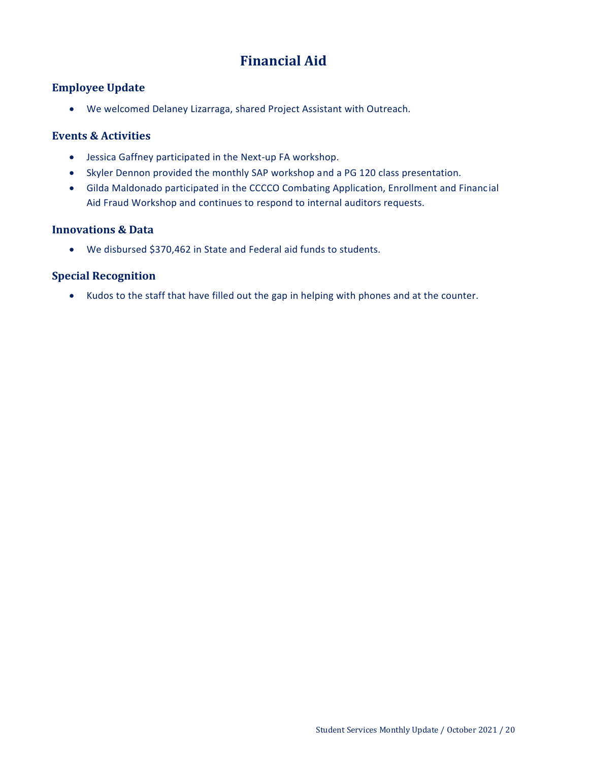# Financial Aid

## Employee Update

- We welcomed Delaney Lizarraga, shared Project Assistant with Outreach.

## Events & Activities

- Jessica Gaffney participated in the Next-up FA workshop.
- Skyler Dennon provided the monthly SAP workshop and a PG 120 class presentation.
- Gilda Maldonado participated in the CCCCO Combating Application, Enrollment and Financial Aid Fraud Workshop and continues to respond to internal auditors requests.

## Innovations & Data

- We disbursed $370,462 in State and Federal aid funds to students.

## Special Recognition

- Kudos to the staff that have filled out the gap in helping with phones and at the counter.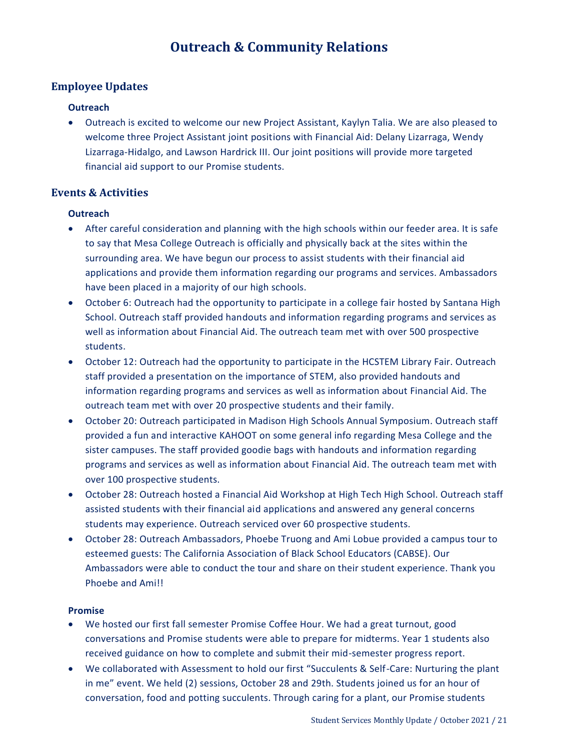# Outreach & Community Relations

## Employee Updates

### Outreach

- Outreach is excited to welcome our new Project Assistant, Kaylyn Talia. We are also pleased to welcome three Project Assistant joint positions with Financial Aid: Delany Lizarraga, Wendy Lizarraga-Hidalgo, and Lawson Hardrick III. Our joint positions will provide more targeted financial aid support to our Promise students.

## Events & Activities

### Outreach

- After careful consideration and planning with the high schools within our feeder area. It is safe to say that Mesa College Outreach is officially and physically back at the sites within the surrounding area. We have begun our process to assist students with their financial aid applications and provide them information regarding our programs and services. Ambassadors have been placed in a majority of our high schools.
- October 6: Outreach had the opportunity to participate in a college fair hosted by Santana High School. Outreach staff provided handouts and information regarding programs and services as well as information about Financial Aid. The outreach team met with over 500 prospective students.
- October 12: Outreach had the opportunity to participate in the HCSTEM Library Fair. Outreach staff provided a presentation on the importance of STEM, also provided handouts and information regarding programs and services as well as information about Financial Aid. The outreach team met with over 20 prospective students and their family.
- October 20: Outreach participated in Madison High Schools Annual Symposium. Outreach staff provided a fun and interactive KAHOOT on some general info regarding Mesa College and the sister campuses. The staff provided goodie bags with handouts and information regarding programs and services as well as information about Financial Aid. The outreach team met with over 100 prospective students.
- October 28: Outreach hosted a Financial Aid Workshop at High Tech High School. Outreach staff assisted students with their financial aid applications and answered any general concerns students may experience. Outreach serviced over 60 prospective students.
- October 28: Outreach Ambassadors, Phoebe Truong and Ami Lobue provided a campus tour to esteemed guests: The California Association of Black School Educators (CABSE). Our Ambassadors were able to conduct the tour and share on their student experience. Thank you Phoebe and Ami!!

### Promise

- We hosted our first fall semester Promise Coffee Hour. We had a great turnout, good conversations and Promise students were able to prepare for midterms. Year 1 students also received guidance on how to complete and submit their mid-semester progress report.
- We collaborated with Assessment to hold our first "Succulents & Self-Care: Nurturing the plant in me" event. We held (2) sessions, October 28 and 29th. Students joined us for an hour of conversation, food and potting succulents. Through caring for a plant, our Promise students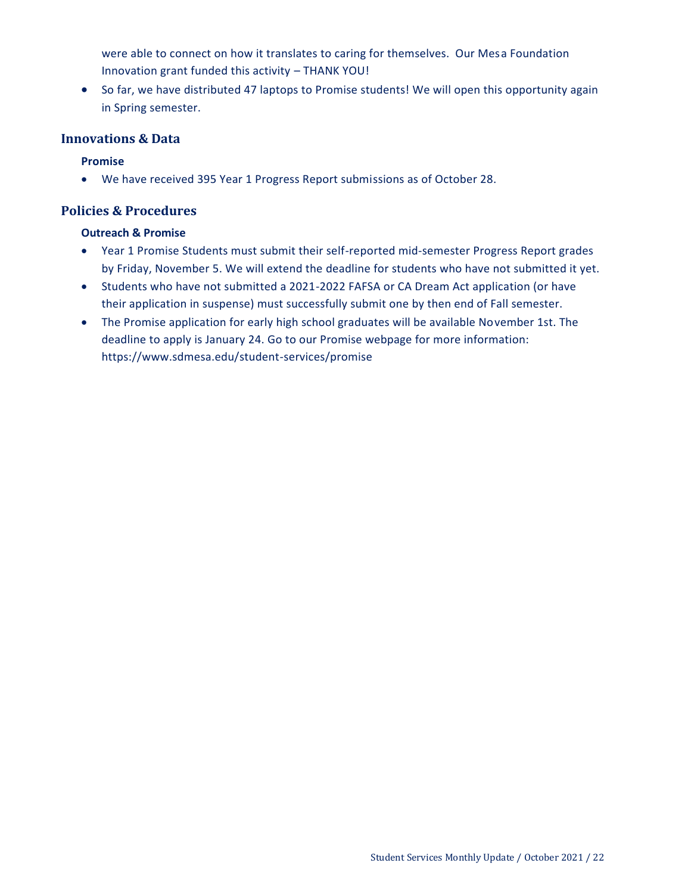were able to connect on how it translates to caring for themselves. Our Mesa Foundation Innovation grant funded this activity – THANK YOU!

- So far, we have distributed 47 laptops to Promise students! We will open this opportunity again in Spring semester.

## Innovations & Data

**Promise**

- We have received 395 Year 1 Progress Report submissions as of October 28.

## Policies & Procedures

**Outreach & Promise**

- Year 1 Promise Students must submit their self-reported mid-semester Progress Report grades by Friday, November 5. We will extend the deadline for students who have not submitted it yet.
- Students who have not submitted a 2021-2022 FAFSA or CA Dream Act application (or have their application in suspense) must successfully submit one by then end of Fall semester.
- The Promise application for early high school graduates will be available November 1st. The deadline to apply is January 24. Go to our Promise webpage for more information: https://www.sdmesa.edu/student-services/promise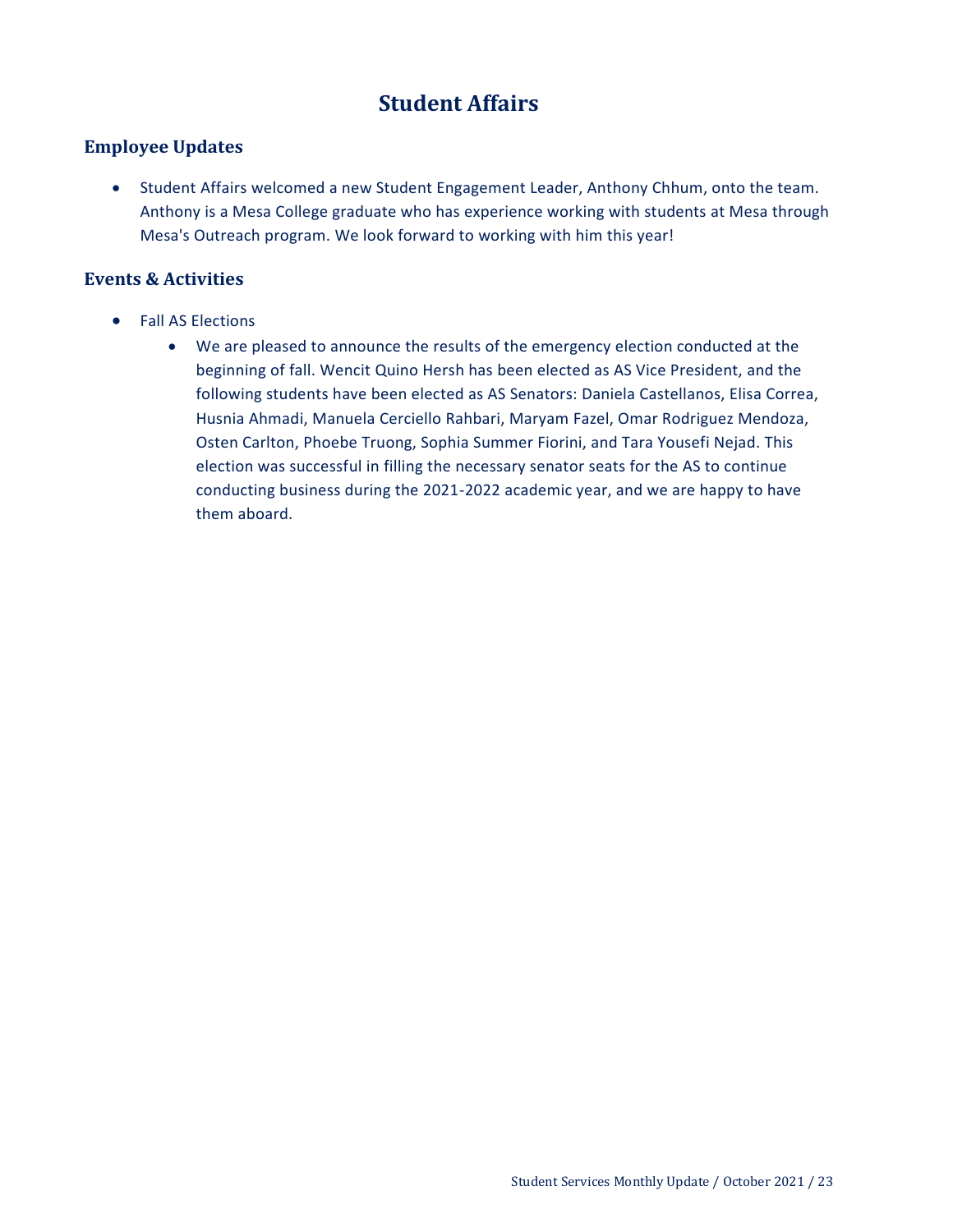# Student Affairs

## Employee Updates

- Student Affairs welcomed a new Student Engagement Leader, Anthony Chhum, onto the team. Anthony is a Mesa College graduate who has experience working with students at Mesa through Mesa's Outreach program. We look forward to working with him this year!

## Events & Activities

- Fall AS Elections
    - We are pleased to announce the results of the emergency election conducted at the beginning of fall. Wencit Quino Hersh has been elected as AS Vice President, and the following students have been elected as AS Senators: Daniela Castellanos, Elisa Correa, Husnia Ahmadi, Manuela Cerciello Rahbari, Maryam Fazel, Omar Rodriguez Mendoza, Osten Carlton, Phoebe Truong, Sophia Summer Fiorini, and Tara Yousefi Nejad. This election was successful in filling the necessary senator seats for the AS to continue conducting business during the 2021-2022 academic year, and we are happy to have them aboard.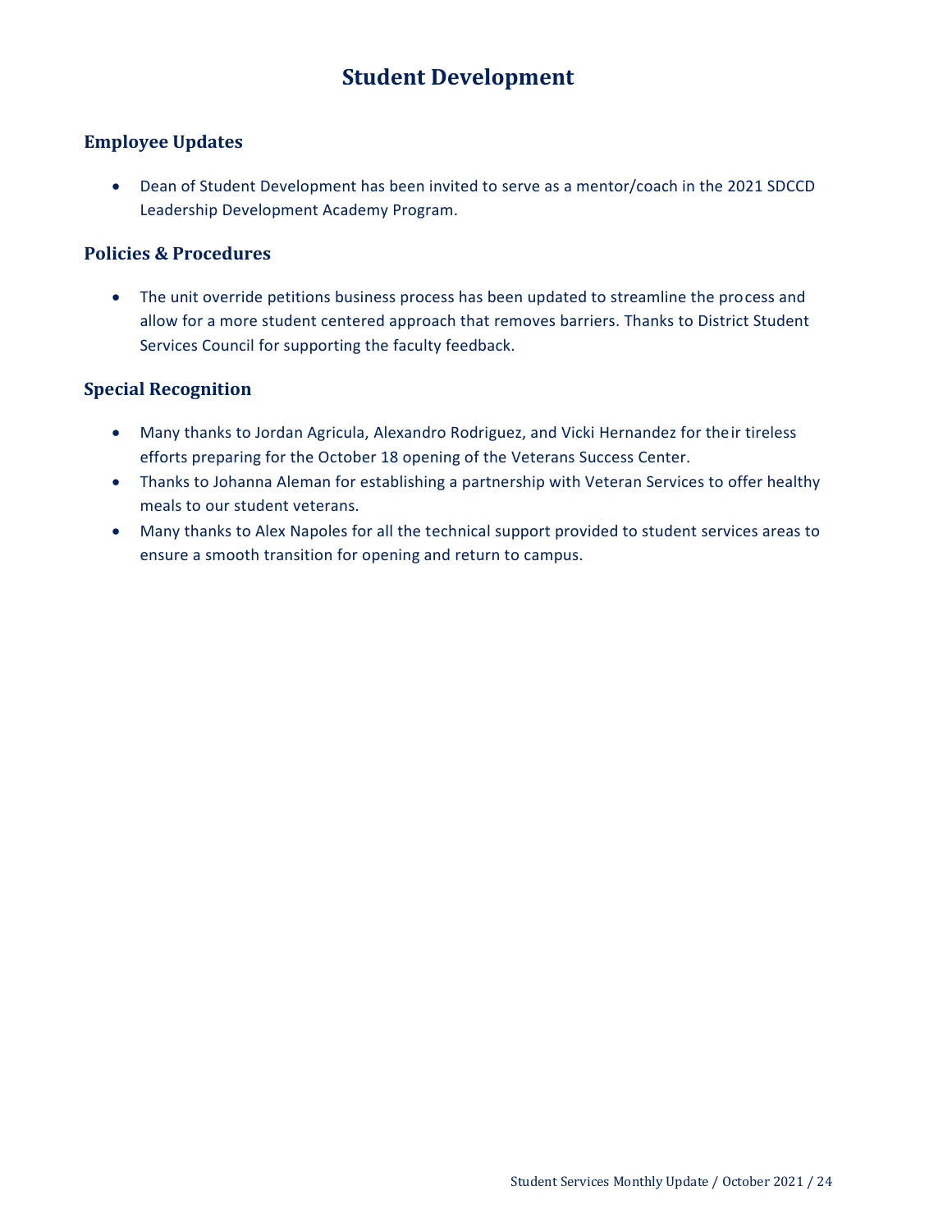# Student Development

## Employee Updates

- Dean of Student Development has been invited to serve as a mentor/coach in the 2021 SDCCD Leadership Development Academy Program.

## Policies & Procedures

- The unit override petitions business process has been updated to streamline the process and allow for a more student centered approach that removes barriers. Thanks to District Student Services Council for supporting the faculty feedback.

## Special Recognition

- Many thanks to Jordan Agricula, Alexandro Rodriguez, and Vicki Hernandez for their tireless efforts preparing for the October 18 opening of the Veterans Success Center.
- Thanks to Johanna Aleman for establishing a partnership with Veteran Services to offer healthy meals to our student veterans.
- Many thanks to Alex Napoles for all the technical support provided to student services areas to ensure a smooth transition for opening and return to campus.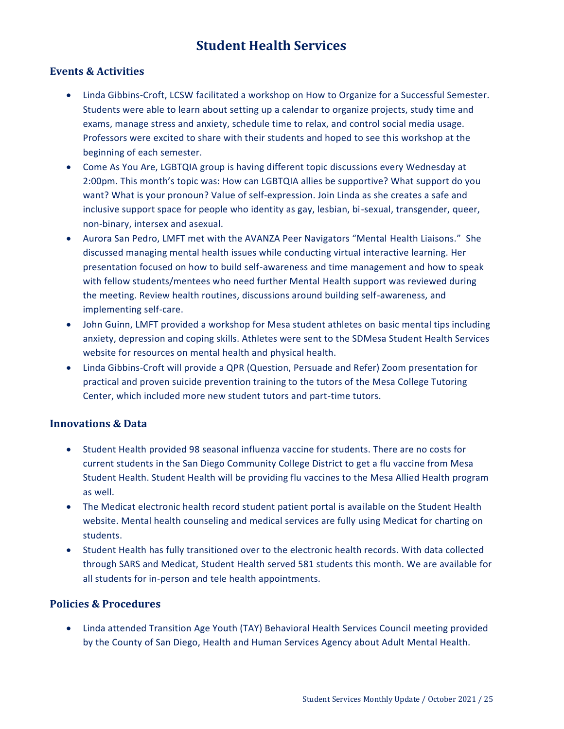# Student Health Services

## Events & Activities

- Linda Gibbins-Croft, LCSW facilitated a workshop on How to Organize for a Successful Semester. Students were able to learn about setting up a calendar to organize projects, study time and exams, manage stress and anxiety, schedule time to relax, and control social media usage. Professors were excited to share with their students and hoped to see this workshop at the beginning of each semester.
- Come As You Are, LGBTQIA group is having different topic discussions every Wednesday at 2:00pm. This month's topic was: How can LGBTQIA allies be supportive? What support do you want? What is your pronoun? Value of self-expression. Join Linda as she creates a safe and inclusive support space for people who identity as gay, lesbian, bi-sexual, transgender, queer, non-binary, intersex and asexual.
- Aurora San Pedro, LMFT met with the AVANZA Peer Navigators "Mental Health Liaisons." She discussed managing mental health issues while conducting virtual interactive learning. Her presentation focused on how to build self-awareness and time management and how to speak with fellow students/mentees who need further Mental Health support was reviewed during the meeting. Review health routines, discussions around building self-awareness, and implementing self-care.
- John Guinn, LMFT provided a workshop for Mesa student athletes on basic mental tips including anxiety, depression and coping skills. Athletes were sent to the SDMesa Student Health Services website for resources on mental health and physical health.
- Linda Gibbins-Croft will provide a QPR (Question, Persuade and Refer) Zoom presentation for practical and proven suicide prevention training to the tutors of the Mesa College Tutoring Center, which included more new student tutors and part-time tutors.

## Innovations & Data

- Student Health provided 98 seasonal influenza vaccine for students. There are no costs for current students in the San Diego Community College District to get a flu vaccine from Mesa Student Health. Student Health will be providing flu vaccines to the Mesa Allied Health program as well.
- The Medicat electronic health record student patient portal is available on the Student Health website. Mental health counseling and medical services are fully using Medicat for charting on students.
- Student Health has fully transitioned over to the electronic health records. With data collected through SARS and Medicat, Student Health served 581 students this month. We are available for all students for in-person and tele health appointments.

## Policies & Procedures

- Linda attended Transition Age Youth (TAY) Behavioral Health Services Council meeting provided by the County of San Diego, Health and Human Services Agency about Adult Mental Health.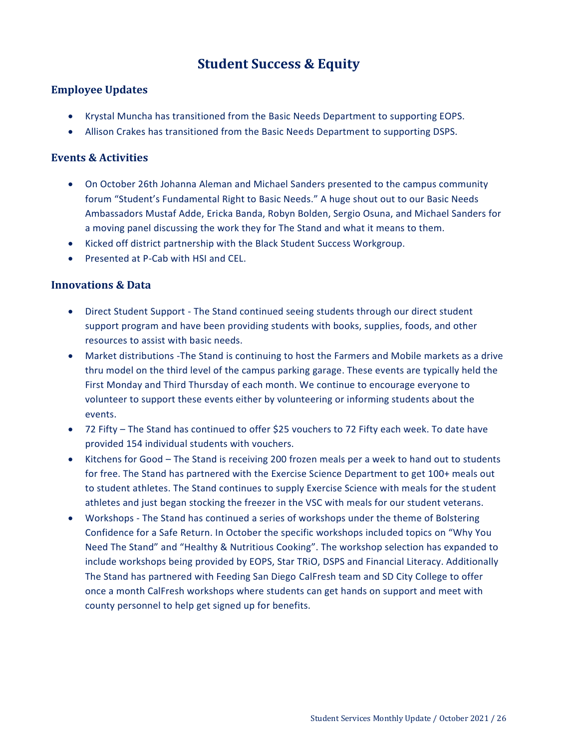# Student Success & Equity

## Employee Updates

- Krystal Muncha has transitioned from the Basic Needs Department to supporting EOPS.
- Allison Crakes has transitioned from the Basic Needs Department to supporting DSPS.

## Events & Activities

- On October 26th Johanna Aleman and Michael Sanders presented to the campus community forum "Student's Fundamental Right to Basic Needs." A huge shout out to our Basic Needs Ambassadors Mustaf Adde, Ericka Banda, Robyn Bolden, Sergio Osuna, and Michael Sanders for a moving panel discussing the work they for The Stand and what it means to them.
- Kicked off district partnership with the Black Student Success Workgroup.
- Presented at P-Cab with HSI and CEL.

## Innovations & Data

- Direct Student Support - The Stand continued seeing students through our direct student support program and have been providing students with books, supplies, foods, and other resources to assist with basic needs.
- Market distributions -The Stand is continuing to host the Farmers and Mobile markets as a drive thru model on the third level of the campus parking garage. These events are typically held the First Monday and Third Thursday of each month. We continue to encourage everyone to volunteer to support these events either by volunteering or informing students about the events.
- 72 Fifty – The Stand has continued to offer $25 vouchers to 72 Fifty each week. To date have provided 154 individual students with vouchers.
- Kitchens for Good – The Stand is receiving 200 frozen meals per a week to hand out to students for free. The Stand has partnered with the Exercise Science Department to get 100+ meals out to student athletes. The Stand continues to supply Exercise Science with meals for the student athletes and just began stocking the freezer in the VSC with meals for our student veterans.
- Workshops - The Stand has continued a series of workshops under the theme of Bolstering Confidence for a Safe Return. In October the specific workshops included topics on "Why You Need The Stand" and "Healthy & Nutritious Cooking". The workshop selection has expanded to include workshops being provided by EOPS, Star TRiO, DSPS and Financial Literacy. Additionally The Stand has partnered with Feeding San Diego CalFresh team and SD City College to offer once a month CalFresh workshops where students can get hands on support and meet with county personnel to help get signed up for benefits.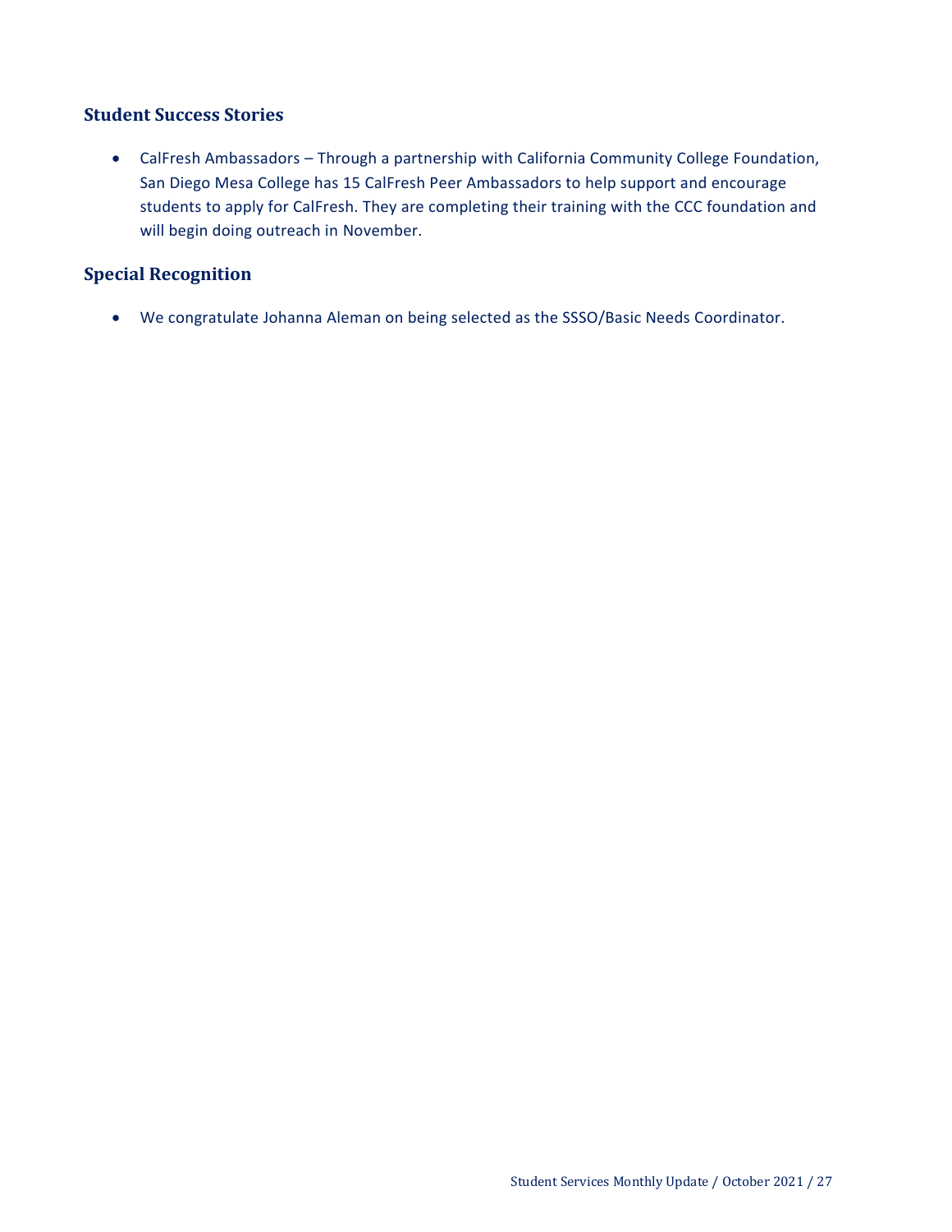## Student Success Stories

- CalFresh Ambassadors – Through a partnership with California Community College Foundation, San Diego Mesa College has 15 CalFresh Peer Ambassadors to help support and encourage students to apply for CalFresh. They are completing their training with the CCC foundation and will begin doing outreach in November.

## Special Recognition

- We congratulate Johanna Aleman on being selected as the SSSO/Basic Needs Coordinator.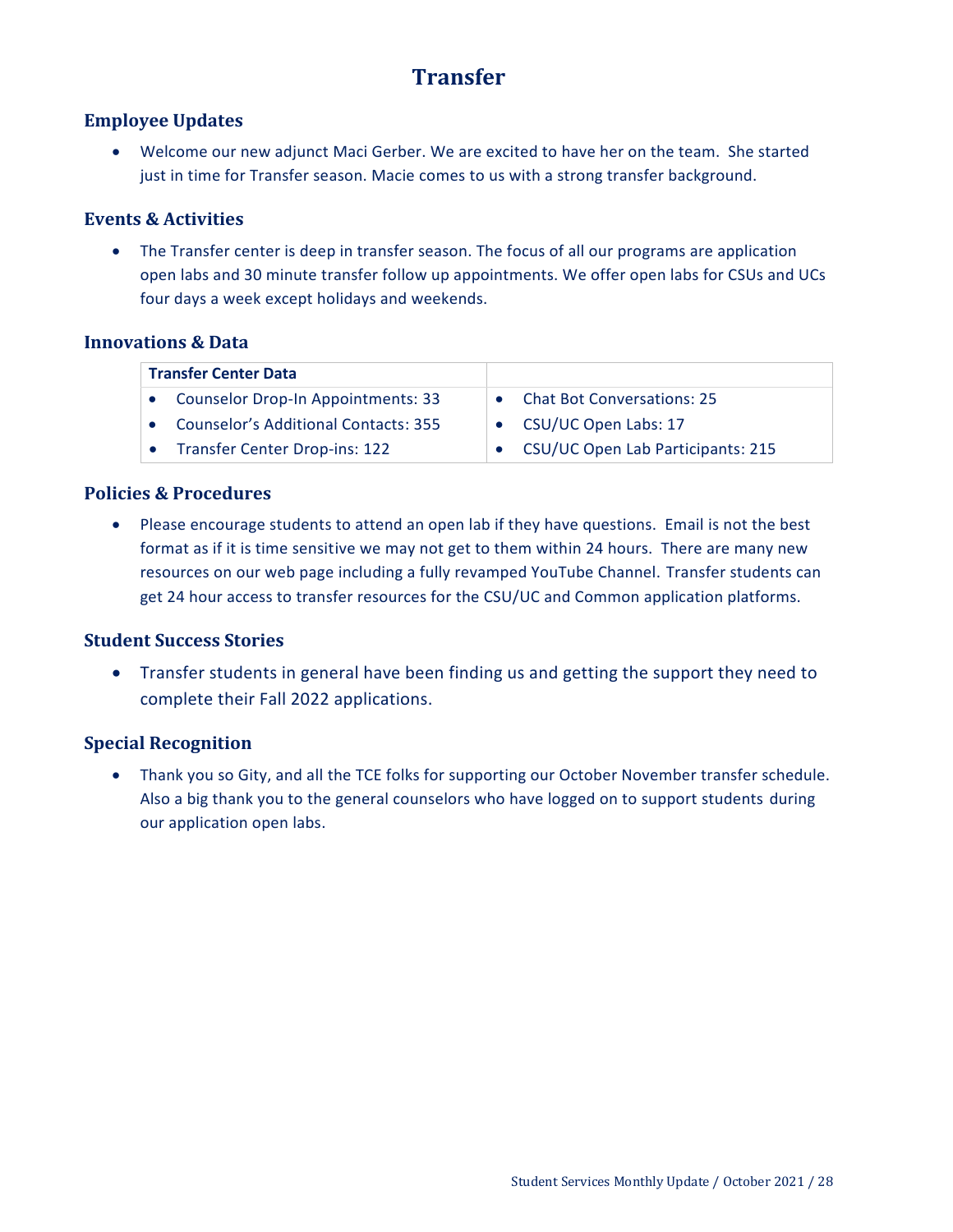# Transfer

## Employee Updates

- Welcome our new adjunct Maci Gerber. We are excited to have her on the team. She started just in time for Transfer season. Macie comes to us with a strong transfer background.

## Events & Activities

- The Transfer center is deep in transfer season. The focus of all our programs are application open labs and 30 minute transfer follow up appointments. We offer open labs for CSUs and UCs four days a week except holidays and weekends.

## Innovations & Data

| Transfer Center Data | |
|---|---|
| • Counselor Drop-In Appointments: 33 | • Chat Bot Conversations: 25 |
| • Counselor's Additional Contacts: 355 | • CSU/UC Open Labs: 17 |
| • Transfer Center Drop-ins: 122 | • CSU/UC Open Lab Participants: 215 |

## Policies & Procedures

- Please encourage students to attend an open lab if they have questions. Email is not the best format as if it is time sensitive we may not get to them within 24 hours. There are many new resources on our web page including a fully revamped YouTube Channel. Transfer students can get 24 hour access to transfer resources for the CSU/UC and Common application platforms.

## Student Success Stories

- Transfer students in general have been finding us and getting the support they need to complete their Fall 2022 applications.

## Special Recognition

- Thank you so Gity, and all the TCE folks for supporting our October November transfer schedule. Also a big thank you to the general counselors who have logged on to support students during our application open labs.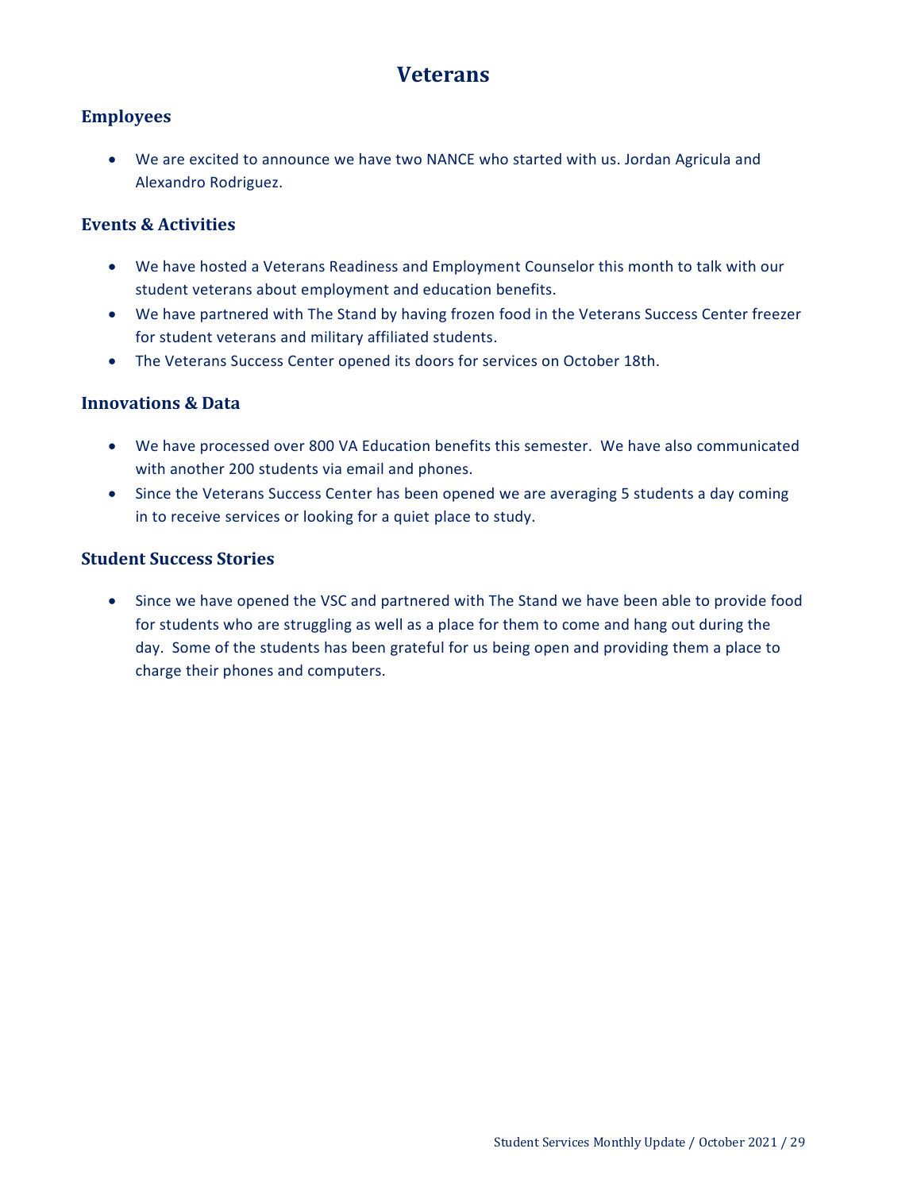# Veterans

## Employees

- We are excited to announce we have two NANCE who started with us. Jordan Agricula and Alexandro Rodriguez.

## Events & Activities

- We have hosted a Veterans Readiness and Employment Counselor this month to talk with our student veterans about employment and education benefits.
- We have partnered with The Stand by having frozen food in the Veterans Success Center freezer for student veterans and military affiliated students.
- The Veterans Success Center opened its doors for services on October 18th.

## Innovations & Data

- We have processed over 800 VA Education benefits this semester. We have also communicated with another 200 students via email and phones.
- Since the Veterans Success Center has been opened we are averaging 5 students a day coming in to receive services or looking for a quiet place to study.

## Student Success Stories

- Since we have opened the VSC and partnered with The Stand we have been able to provide food for students who are struggling as well as a place for them to come and hang out during the day. Some of the students has been grateful for us being open and providing them a place to charge their phones and computers.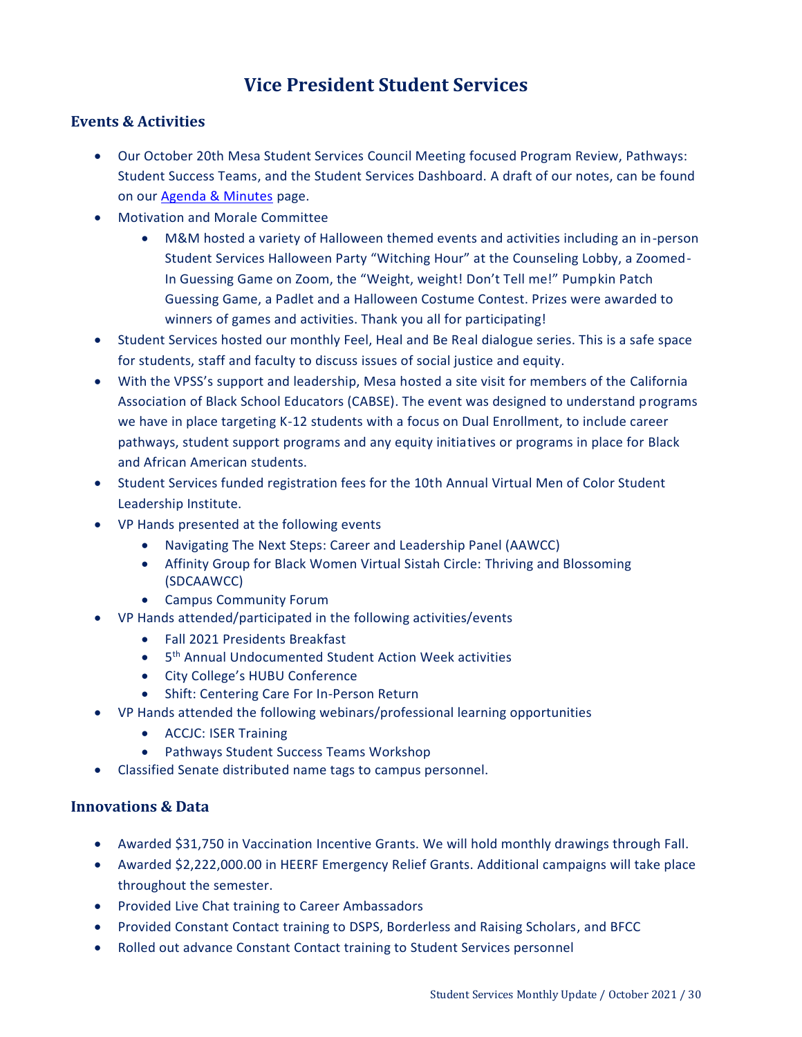# Vice President Student Services

## Events & Activities

- Our October 20th Mesa Student Services Council Meeting focused Program Review, Pathways: Student Success Teams, and the Student Services Dashboard. A draft of our notes, can be found on our [Agenda & Minutes](#) page.
- Motivation and Morale Committee
  - M&M hosted a variety of Halloween themed events and activities including an in-person Student Services Halloween Party "Witching Hour" at the Counseling Lobby, a Zoomed-In Guessing Game on Zoom, the "Weight, weight! Don't Tell me!" Pumpkin Patch Guessing Game, a Padlet and a Halloween Costume Contest. Prizes were awarded to winners of games and activities. Thank you all for participating!
- Student Services hosted our monthly Feel, Heal and Be Real dialogue series. This is a safe space for students, staff and faculty to discuss issues of social justice and equity.
- With the VPSS's support and leadership, Mesa hosted a site visit for members of the California Association of Black School Educators (CABSE). The event was designed to understand programs we have in place targeting K-12 students with a focus on Dual Enrollment, to include career pathways, student support programs and any equity initiatives or programs in place for Black and African American students.
- Student Services funded registration fees for the 10th Annual Virtual Men of Color Student Leadership Institute.
- VP Hands presented at the following events
  - Navigating The Next Steps: Career and Leadership Panel (AAWCC)
  - Affinity Group for Black Women Virtual Sistah Circle: Thriving and Blossoming (SDCAAWCC)
  - Campus Community Forum
- VP Hands attended/participated in the following activities/events
  - Fall 2021 Presidents Breakfast
  - 5th Annual Undocumented Student Action Week activities
  - City College's HUBU Conference
  - Shift: Centering Care For In-Person Return
- VP Hands attended the following webinars/professional learning opportunities
  - ACCJC: ISER Training
  - Pathways Student Success Teams Workshop
- Classified Senate distributed name tags to campus personnel.

## Innovations & Data

- Awarded $31,750 in Vaccination Incentive Grants. We will hold monthly drawings through Fall.
- Awarded $2,222,000.00 in HEERF Emergency Relief Grants. Additional campaigns will take place throughout the semester.
- Provided Live Chat training to Career Ambassadors
- Provided Constant Contact training to DSPS, Borderless and Raising Scholars, and BFCC
- Rolled out advance Constant Contact training to Student Services personnel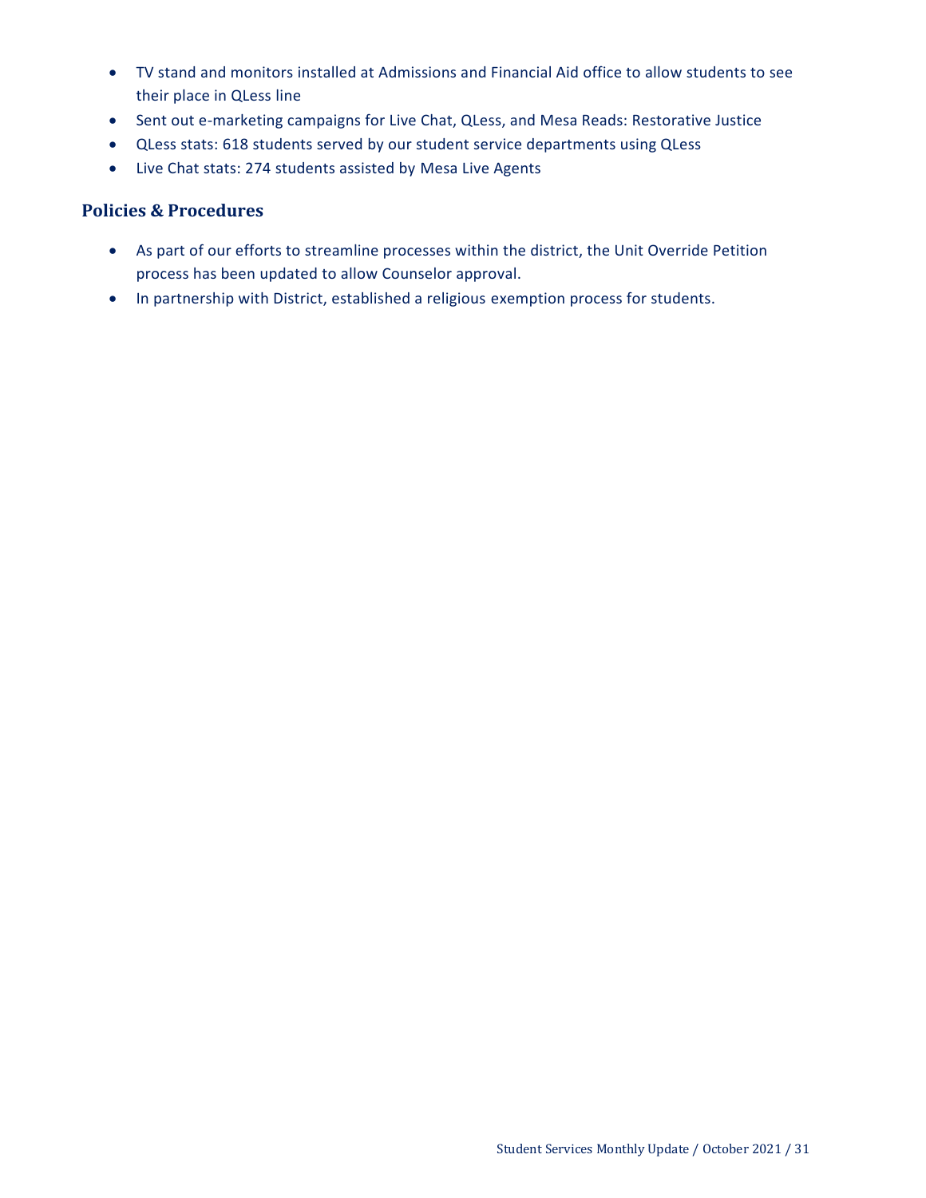- TV stand and monitors installed at Admissions and Financial Aid office to allow students to see their place in QLess line
- Sent out e-marketing campaigns for Live Chat, QLess, and Mesa Reads: Restorative Justice
- QLess stats: 618 students served by our student service departments using QLess
- Live Chat stats: 274 students assisted by Mesa Live Agents

## Policies & Procedures

- As part of our efforts to streamline processes within the district, the Unit Override Petition process has been updated to allow Counselor approval.
- In partnership with District, established a religious exemption process for students.